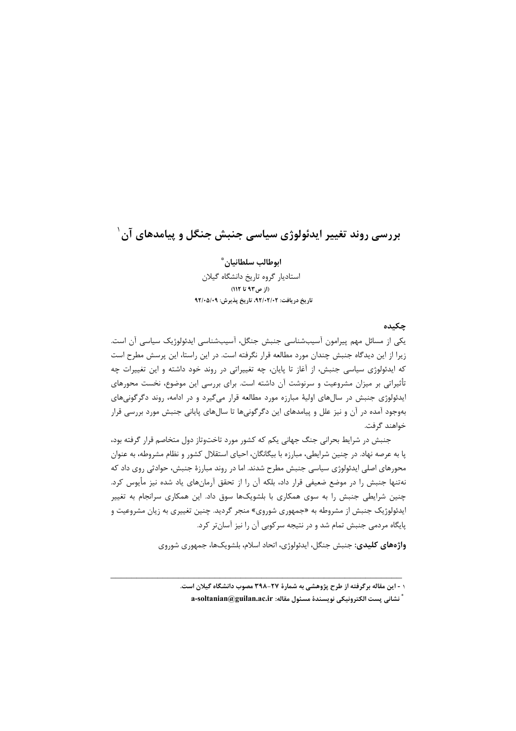# بررسی روند تغییر ایدئولوژی سیاسی جنبش جنگل و پیامدهای آن[1]

**ابوطالب سلطانیان***

استادیار گروه تاریخ دانشگاه گیلان

**(از ص۹۳ تا ۱۱۲)**

**تاریخ دریافت: ۹۲/۰۲/۰۲، تاریخ پذیرش: ۹۲/۰۵/۰۹**

## چکیده

یکی از مسائل مهم پیرامون آسیب‌شناسی جنبش جنگل، آسیب‌شناسی ایدئولوژیک سیاسی آن است. زیرا از این دیدگاه جنبش چندان مورد مطالعه قرار نگرفته است. در این راستا، این پرسش مطرح است که ایدئولوژی سیاسی جنبش، از آغاز تا پایان، چه تغییراتی در روند خود داشته و این تغییرات چه تأثیراتی بر میزان مشروعیت و سرنوشت آن داشته است. برای بررسی این موضوع، نخست محورهای ایدئولوژی جنبش در سال‌های اولیهٔ مبارزه مورد مطالعه قرار می‌گیرد و در ادامه، روند دگرگونی‌های به‌وجود آمده در آن و نیز علل و پیامدهای این دگرگونی‌ها تا سال‌های پایانی جنبش مورد بررسی قرار خواهند گرفت.

جنبش در شرایط بحرانی جنگ جهانی یکم که کشور مورد تاخت‌وتاز دول متخاصم قرار گرفته بود، پا به عرصه نهاد. در چنین شرایطی، مبارزه با بیگانگان، احیای استقلال کشور و نظام مشروطه، به عنوان محورهای اصلی ایدئولوژی سیاسی جنبش مطرح شدند. اما در روند مبارزهٔ جنبش، حوادثی روی داد که نه‌تنها جنبش را در موضع ضعیفی قرار داد، بلکه آن را از تحقق آرمان‌های یاد شده نیز مأیوس کرد. چنین شرایطی جنبش را به سوی همکاری با بلشویک‌ها سوق داد. این همکاری سرانجام به تغییر ایدئولوژیک جنبش از مشروطه به «جمهوری شوروی» منجر گردید. چنین تغییری به زیان مشروعیت و پایگاه مردمی جنبش تمام شد و در نتیجه سرکوبی آن را نیز آسان‌تر کرد.

**واژه‌های کلیدی:** جنبش جنگل، ایدئولوژی، اتحاد اسلام، بلشویک‌ها، جمهوری شوروی

---

۱ - این مقاله برگرفته از طرح پژوهشی به شمارهٔ ۲۷-۳۹۸ مصوب دانشگاه گیلان است.

* نشانی پست الکترونیکی نویسندهٔ مسئول مقاله: a-soltanian@guilan.ac.ir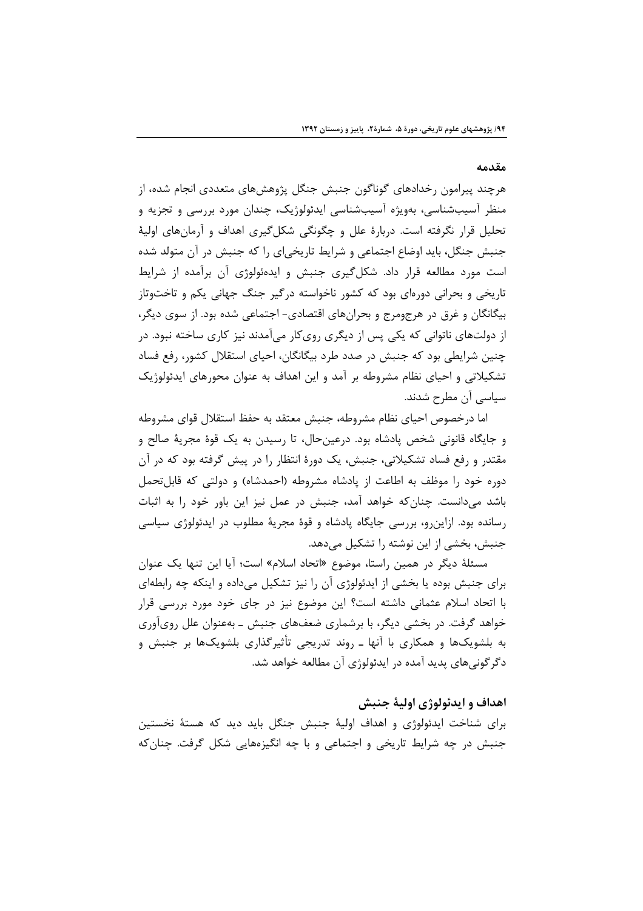## مقدمه

هرچند پیرامون رخدادهای گوناگون جنبش جنگل پژوهش‌های متعددی انجام شده، از منظر آسیب‌شناسی، به‌ویژه آسیب‌شناسی ایدئولوژیک، چندان مورد بررسی و تجزیه و تحلیل قرار نگرفته است. دربارهٔ علل و چگونگی شکل‌گیری اهداف و آرمان‌های اولیهٔ جنبش جنگل، باید اوضاع اجتماعی و شرایط تاریخی‌ای را که جنبش در آن متولد شده است مورد مطالعه قرار داد. شکل‌گیری جنبش و ایده‌ئولوژی آن برآمده از شرایط تاریخی و بحرانی دوره‌ای بود که کشور ناخواسته درگیر جنگ جهانی یکم و تاخت‌وتاز بیگانگان و غرق در هرج‌ومرج و بحران‌های اقتصادی- اجتماعی شده بود. از سوی دیگر، از دولت‌های ناتوانی که یکی پس از دیگری روی‌کار می‌آمدند نیز کاری ساخته نبود. در چنین شرایطی بود که جنبش در صدد طرد بیگانگان، احیای استقلال کشور، رفع فساد تشکیلاتی و احیای نظام مشروطه بر آمد و این اهداف به عنوان محورهای ایدئولوژیک سیاسی آن مطرح شدند.

اما درخصوص احیای نظام مشروطه، جنبش معتقد به حفظ استقلال قوای مشروطه و جایگاه قانونی شخص پادشاه بود. درعین‌حال، تا رسیدن به یک قوهٔ مجریهٔ صالح و مقتدر و رفع فساد تشکیلاتی، جنبش، یک دورهٔ انتظار را در پیش گرفته بود که در آن دوره خود را موظف به اطاعت از پادشاه مشروطه (احمدشاه) و دولتی که قابل‌تحمل باشد می‌دانست. چنان‌که خواهد آمد، جنبش در عمل نیز این باور خود را به اثبات رسانده بود. ازاین‌رو، بررسی جایگاه پادشاه و قوهٔ مجریهٔ مطلوب در ایدئولوژی سیاسی جنبش، بخشی از این نوشته را تشکیل می‌دهد.

مسئلهٔ دیگر در همین راستا، موضوع «اتحاد اسلام» است؛ آیا این تنها یک عنوان برای جنبش بوده یا بخشی از ایدئولوژی آن را نیز تشکیل می‌داده و اینکه چه رابطه‌ای با اتحاد اسلام عثمانی داشته است؟ این موضوع نیز در جای خود مورد بررسی قرار خواهد گرفت. در بخشی دیگر، با برشماری ضعف‌های جنبش ـ به‌عنوان علل روی‌آوری به بلشویک‌ها و همکاری با آنها ـ روند تدریجی تأثیرگذاری بلشویک‌ها بر جنبش و دگرگونی‌های پدید آمده در ایدئولوژی آن مطالعه خواهد شد.

## اهداف و ایدئولوژی اولیهٔ جنبش

برای شناخت ایدئولوژی و اهداف اولیهٔ جنبش جنگل باید دید که هستهٔ نخستین جنبش در چه شرایط تاریخی و اجتماعی و با چه انگیزه‌هایی شکل گرفت. چنان‌که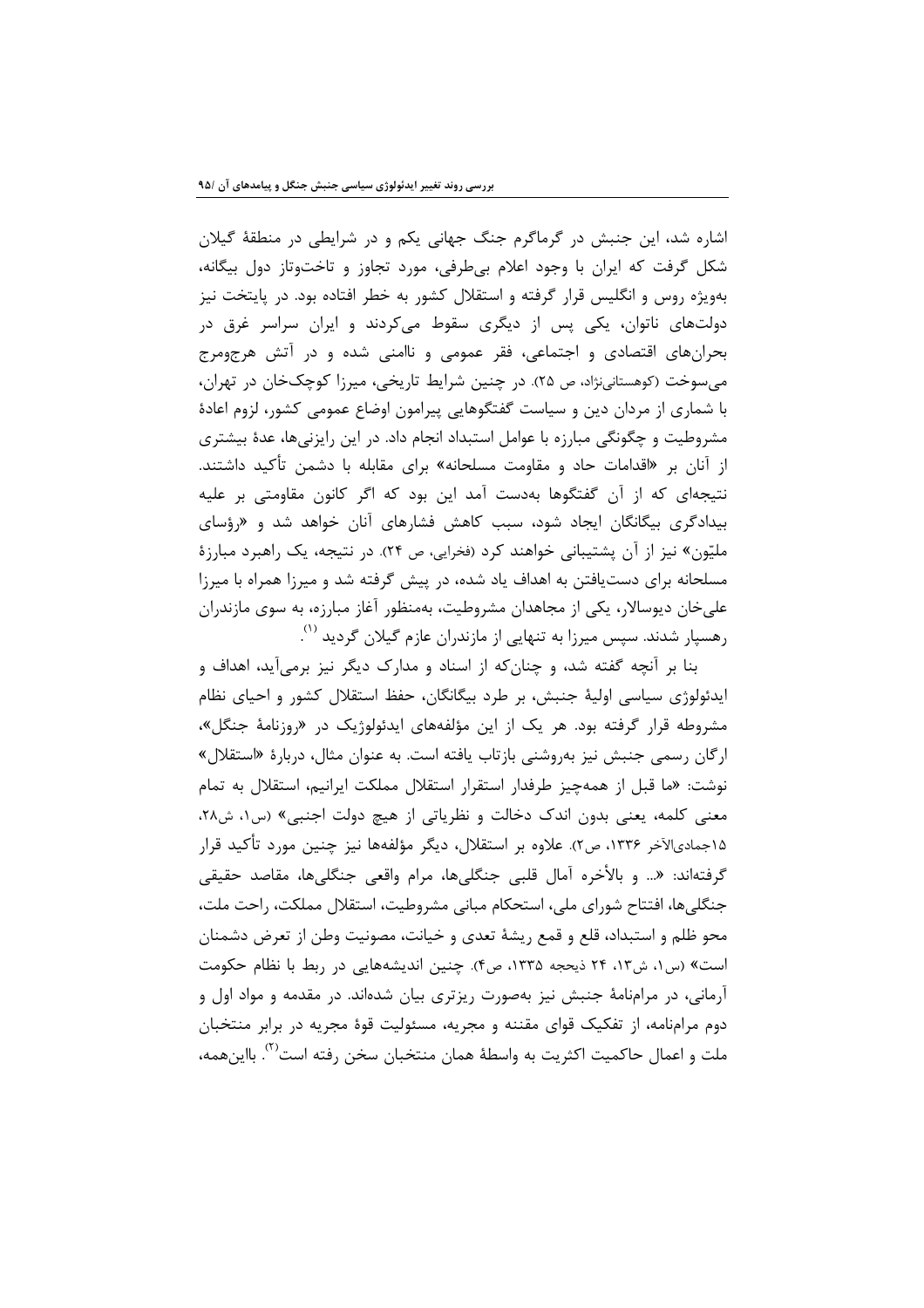اشاره شد، این جنبش در گرماگرم جنگ جهانی یکم و در شرایطی در منطقهٔ گیلان شکل گرفت که ایران با وجود اعلام بی‌طرفی، مورد تجاوز و تاخت‌وتاز دول بیگانه، به‌ویژه روس و انگلیس قرار گرفته و استقلال کشور به خطر افتاده بود. در پایتخت نیز دولت‌های ناتوان، یکی پس از دیگری سقوط می‌کردند و ایران سراسر غرق در بحران‌های اقتصادی و اجتماعی، فقر عمومی و ناامنی شده و در آتش هرج‌ومرج می‌سوخت (کوهستانی‌نژاد، ص ۲۵). در چنین شرایط تاریخی، میرزا کوچک‌خان در تهران، با شماری از مردان دین و سیاست گفتگوهایی پیرامون اوضاع عمومی کشور، لزوم اعادهٔ مشروطیت و چگونگی مبارزه با عوامل استبداد انجام داد. در این رایزنی‌ها، عدهٔ بیشتری از آنان بر «اقدامات حاد و مقاومت مسلحانه» برای مقابله با دشمن تأکید داشتند. نتیجه‌ای که از آن گفتگوها به‌دست آمد این بود که اگر کانون مقاومتی بر علیه بیدادگری بیگانگان ایجاد شود، سبب کاهش فشارهای آنان خواهد شد و «رؤسای ملیّون» نیز از آن پشتیبانی خواهند کرد (فخرایی، ص ۲۴). در نتیجه، یک راهبرد مبارزهٔ مسلحانه برای دست‌یافتن به اهداف یاد شده، در پیش گرفته شد و میرزا همراه با میرزا علی‌خان دیوسالار، یکی از مجاهدان مشروطیت، به‌منظور آغاز مبارزه، به سوی مازندران رهسپار شدند. سپس میرزا به تنهایی از مازندران عازم گیلان گردید [(۱)].

بنا بر آنچه گفته شد، و چنان‌که از اسناد و مدارک دیگر نیز برمی‌آید، اهداف و ایدئولوژی سیاسی اولیهٔ جنبش، بر طرد بیگانگان، حفظ استقلال کشور و احیای نظام مشروطه قرار گرفته بود. هر یک از این مؤلفه‌های ایدئولوژیک در «روزنامهٔ جنگل»، ارگان رسمی جنبش نیز به‌روشنی بازتاب یافته است. به عنوان مثال، دربارهٔ «استقلال» نوشت: «ما قبل از همه‌چیز طرفدار استقرار استقلال مملکت ایرانیم، استقلال به تمام معنی کلمه، یعنی بدون اندک دخالت و نظریاتی از هیچ دولت اجنبی» (س۱، ش۲۸، ۱۵جمادی‌الآخر ۱۳۳۶، ص۲). علاوه بر استقلال، دیگر مؤلفه‌ها نیز چنین مورد تأکید قرار گرفته‌اند: «... و بالأخره آمال قلبی جنگلی‌ها، مرام واقعی جنگلی‌ها، مقاصد حقیقی جنگلی‌ها، افتتاح شورای ملی، استحکام مبانی مشروطیت، استقلال مملکت، راحت ملت، محو ظلم و استبداد، قلع و قمع ریشهٔ تعدی و خیانت، مصونیت وطن از تعرض دشمنان است» (س۱، ش۱۳، ۲۴ ذیحجه ۱۳۳۵، ص۴). چنین اندیشه‌هایی در ربط با نظام حکومت آرمانی، در مرامنامهٔ جنبش نیز به‌صورت ریزتری بیان شده‌اند. در مقدمه و مواد اول و دوم مرامنامه، از تفکیک قوای مقننه و مجریه، مسئولیت قوهٔ مجریه در برابر منتخبان ملت و اعمال حاکمیت اکثریت به واسطهٔ همان منتخبان سخن رفته است [(۲)]. بااین‌همه،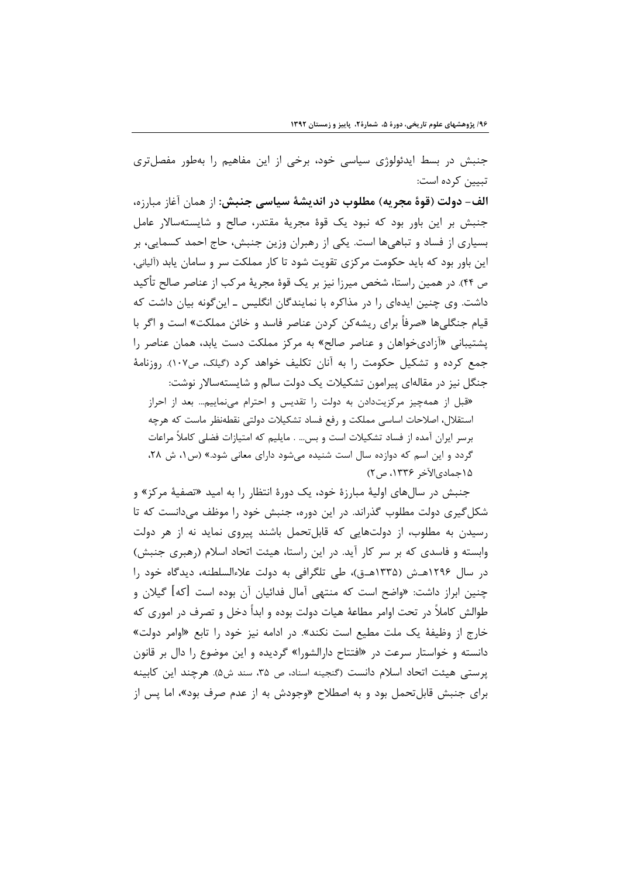جنبش در بسط ایدئولوژی سیاسی خود، برخی از این مفاهیم را به‌طور مفصل‌تری تبیین کرده است:

**الف- دولت (قوهٔ مجریه) مطلوب در اندیشهٔ سیاسی جنبش:** از همان آغاز مبارزه، جنبش بر این باور بود که نبود یک قوهٔ مجریهٔ مقتدر، صالح و شایسته‌سالار عامل بسیاری از فساد و تباهی‌ها است. یکی از رهبران وزین جنبش، حاج احمد کسمایی، بر این باور بود که باید حکومت مرکزی تقویت شود تا کار مملکت سر و سامان یابد (آلیانی، ص ۴۴). در همین راستا، شخص میرزا نیز بر یک قوهٔ مجریهٔ مرکب از عناصر صالح تأکید داشت. وی چنین ایده‌ای را در مذاکره با نمایندگان انگلیس ـ این‌گونه بیان داشت که قیام جنگلی‌ها «صرفاً برای ریشه‌کن کردن عناصر فاسد و خائن مملکت» است و اگر با پشتیبانی «آزادی‌خواهان و عناصر صالح» به مرکز مملکت دست یابد، همان عناصر را جمع کرده و تشکیل حکومت را به آنان تکلیف خواهد کرد (گیلک، ص۱۰۷). روزنامهٔ جنگل نیز در مقاله‌ای پیرامون تشکیلات یک دولت سالم و شایسته‌سالار نوشت:

«قبل از همه‌چیز مرکزیت‌دادن به دولت را تقدیس و احترام می‌نماییم... بعد از احراز استقلال، اصلاحات اساسی مملکت و رفع فساد تشکیلات دولتی نقطه‌نظر ماست که هرچه برسر ایران آمده از فساد تشکیلات است و بس... . مایلیم که امتیازات فضلی کاملاً مراعات گردد و این اسم که دوازده سال است شنیده می‌شود دارای معانی شود.» (س۱، ش ۲۸، ۱۵جمادی‌الآخر ۱۳۳۶، ص۲)

جنبش در سال‌های اولیهٔ مبارزهٔ خود، یک دورهٔ انتظار را به امید «تصفیهٔ مرکز» و شکل‌گیری دولت مطلوب گذراند. در این دوره، جنبش خود را موظف می‌دانست که تا رسیدن به مطلوب، از دولت‌هایی که قابل‌تحمل باشند پیروی نماید نه از هر دولت وابسته و فاسدی که بر سر کار آید. در این راستا، هیئت اتحاد اسلام (رهبری جنبش) در سال ۱۲۹۶هـش (۱۳۳۵هـق)، طی تلگرافی به دولت علاءالسلطنه، دیدگاه خود را چنین ابراز داشت: «واضح است که منتهی آمال فدائیان آن بوده است [که] گیلان و طوالش کاملاً در تحت اوامر مطاعهٔ هیات دولت بوده و ابداً دخل و تصرف در اموری که خارج از وظیفهٔ یک ملت مطیع است نکند». در ادامه نیز خود را تابع «اوامر دولت» دانسته و خواستار سرعت در «افتتاح دارالشورا» گردیده و این موضوع را دال بر قانون پرستی هیئت اتحاد اسلام دانست (گنجینه اسناد، ص ۳۵، سند ش۵). هرچند این کابینه برای جنبش قابل‌تحمل بود و به اصطلاح «وجودش به از عدم صرف بود»، اما پس از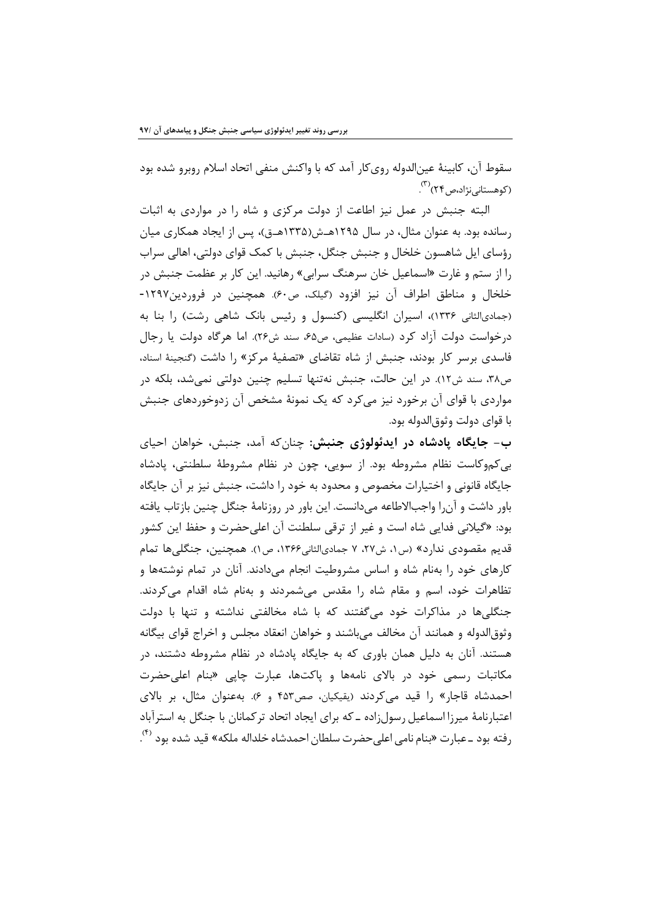سقوط آن، کابینۀ عین‌الدوله روی‌کار آمد که با واکنش منفی اتحاد اسلام روبرو شده بود (کوهستانی‌نژاد،ص۲۴)[۳].

البته جنبش در عمل نیز اطاعت از دولت مرکزی و شاه را در مواردی به اثبات رسانده بود. به عنوان مثال، در سال ۱۲۹۵هـ‌ش(۱۳۳۵هـ‌ق)، پس از ایجاد همکاری میان رؤسای ایل شاهسون خلخال و جنبش جنگل، جنبش با کمک قوای دولتی، اهالی سراب را از ستم و غارت «اسماعیل خان سرهنگ سرابی» رهانید. این کار بر عظمت جنبش در خلخال و مناطق اطراف آن نیز افزود (گیلک، ص۶۰). همچنین در فروردین۱۲۹۷- (جمادی‌الثانی ۱۳۳۶)، اسیران انگلیسی (کنسول و رئیس بانک شاهی رشت) را بنا به درخواست دولت آزاد کرد (سادات عظیمی، ص۶۵، سند ش۲۶). اما هرگاه دولت یا رجال فاسدی برسر کار بودند، جنبش از شاه تقاضای «تصفیۀ مرکز» را داشت (گنجینۀ اسناد، ص۳۸، سند ش۱۲). در این حالت، جنبش نه‌تنها تسلیم چنین دولتی نمی‌شد، بلکه در مواردی با قوای آن برخورد نیز می‌کرد که یک نمونۀ مشخص آن زدوخوردهای جنبش با قوای دولت وثوق‌الدوله بود.

**ب- جایگاه پادشاه در ایدئولوژی جنبش:** چنان‌که آمد، جنبش، خواهان احیای بی‌کم‌وکاست نظام مشروطه بود. از سویی، چون در نظام مشروطۀ سلطنتی، پادشاه جایگاه قانونی و اختیارات مخصوص و محدود به خود را داشت، جنبش نیز بر آن جایگاه باور داشت و آن‌را واجب‌الاطاعه می‌دانست. این باور در روزنامۀ جنگل چنین بازتاب یافته بود: «گیلانی فدایی شاه است و غیر از ترقی سلطنت آن اعلی‌حضرت و حفظ این کشور قدیم مقصودی ندارد» (س۱، ش۲۷، ۷ جمادی‌الثانی۱۳۶۶، ص۱). همچنین، جنگلی‌ها تمام کارهای خود را به‌نام شاه و اساس مشروطیت انجام می‌دادند. آنان در تمام نوشته‌ها و تظاهرات خود، اسم و مقام شاه را مقدس می‌شمردند و به‌نام شاه اقدام می‌کردند. جنگلی‌ها در مذاکرات خود می‌گفتند که با شاه مخالفتی نداشته و تنها با دولت وثوق‌الدوله و همانند آن مخالف می‌باشند و خواهان انعقاد مجلس و اخراج قوای بیگانه هستند. آنان به دلیل همان باوری که به جایگاه پادشاه در نظام مشروطه دشتند، در مکاتبات رسمی خود در بالای نامه‌ها و پاکت‌ها، عبارت چاپی «بنام اعلی‌حضرت احمدشاه قاجار» را قید می‌کردند (یقیکیان، صص۴۵۳ و ۶). به‌عنوان مثال، بر بالای اعتبارنامۀ میرزا اسماعیل رسول‌زاده ـ که برای ایجاد اتحاد ترکمانان با جنگل به استرآباد رفته بود ـ عبارت «بنام نامی اعلی‌حضرت سلطان احمدشاه خلداله ملکه» قید شده بود [۴].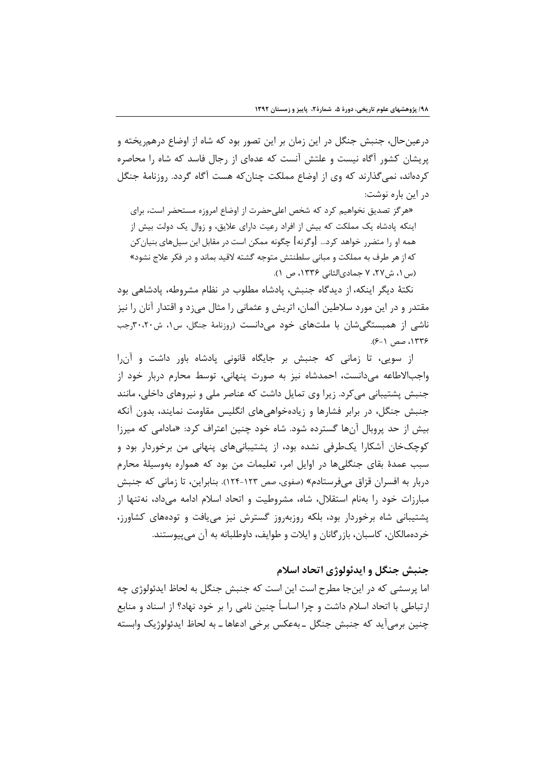درعین‌حال، جنبش جنگل در این زمان بر این تصور بود که شاه از اوضاع درهم‌ریخته و پریشان کشور آگاه نیست و علتش آنست که عده‌ای از رجال فاسد که شاه را محاصره کرده‌اند، نمی‌گذارند که وی از اوضاع مملکت چنان‌که هست آگاه گردد. روزنامهٔ جنگل در این باره نوشت:

> «هرگز تصدیق نخواهیم کرد که شخص اعلی‌حضرت از اوضاع امروزه مستحضر است، برای اینکه پادشاه یک مملکت که بیش از افراد رعیت دارای علایق، و زوال یک دولت بیش از همه او را متضرر خواهد کرد... [وگرنه] چگونه ممکن است در مقابل این سیل‌های بنیان‌کن که از هر طرف به مملکت و مبانی سلطنتش متوجه گشته لاقید بماند و در فکر علاج نشود» (س۱، ش۲۷، ۷ جمادی‌الثانی ۱۳۳۶، ص ۱).

نکتهٔ دیگر اینکه، از دیدگاه جنبش، پادشاه مطلوب در نظام مشروطه، پادشاهی بود مقتدر و در این مورد سلاطین آلمان، اتریش و عثمانی را مثال می‌زد و اقتدار آنان را نیز ناشی از همبستگی‌شان با ملت‌های خود می‌دانست (روزنامهٔ جنگل، س۱، ش۳۰،۲۰رجب ۱۳۳۶، صص ۱-۶).

از سویی، تا زمانی که جنبش بر جایگاه قانونی پادشاه باور داشت و آن‌را واجب‌الاطاعه می‌دانست، احمدشاه نیز به صورت پنهانی، توسط محارم دربار خود از جنبش پشتیبانی می‌کرد. زیرا وی تمایل داشت که عناصر ملی و نیروهای داخلی، مانند جنبش جنگل، در برابر فشارها و زیاده‌خواهی‌های انگلیس مقاومت نمایند، بدون آنکه بیش از حد پروبال آن‌ها گسترده شود. شاه خود چنین اعتراف کرد: «مادامی که میرزا کوچک‌خان آشکارا یک‌طرفی نشده بود، از پشتیبانی‌های پنهانی من برخوردار بود و سبب عمدهٔ بقای جنگلی‌ها در اوایل امر، تعلیمات من بود که همواره به‌وسیلهٔ محارم دربار به افسران قزاق می‌فرستادم» (صفوی، صص ۱۲۳-۱۲۴). بنابراین، تا زمانی که جنبش مبارزات خود را به‌نام استقلال، شاه، مشروطیت و اتحاد اسلام ادامه می‌داد، نه‌تنها از پشتیبانی شاه برخوردار بود، بلکه روزبه‌روز گسترش نیز می‌یافت و توده‌های کشاورز، خرده‌مالکان، کاسبان، بازرگانان و ایلات و طوایف، داوطلبانه به آن می‌پیوستند.

## جنبش جنگل و ایدئولوژی اتحاد اسلام

اما پرسشی که در این‌جا مطرح است این است که جنبش جنگل به لحاظ ایدئولوژی چه ارتباطی با اتحاد اسلام داشت و چرا اساساً چنین نامی را بر خود نهاد؟ از اسناد و منابع چنین برمی‌آید که جنبش جنگل ـ به‌عکس برخی ادعاها ـ به لحاظ ایدئولوژیک وابسته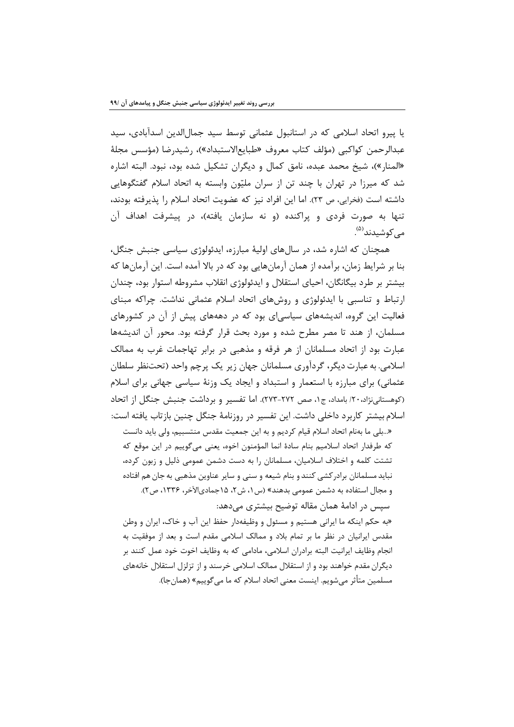یا پیرو اتحاد اسلامی که در استانبول عثمانی توسط سید جمال‌الدین اسدآبادی، سید عبدالرحمن کواکبی (مؤلف کتاب معروف «طبایع‌الاستبداد»)، رشیدرضا (مؤسس مجلهٔ «المنار»)، شیخ محمد عبده، نامق کمال و دیگران تشکیل شده بود، نبود. البته اشاره شد که میرزا در تهران با چند تن از سران ملیّون وابسته به اتحاد اسلام گفتگوهایی داشته است (فخرایی، ص ۲۳). اما این افراد نیز که عضویت اتحاد اسلام را پذیرفته بودند، تنها به صورت فردی و پراکنده (و نه سازمان یافته)، در پیشرفت اهداف آن می‌کوشیدند[(۵)].

همچنان که اشاره شد، در سال‌های اولیهٔ مبارزه، ایدئولوژی سیاسی جنبش جنگل، بنا بر شرایط زمان، برآمده از همان آرمان‌هایی بود که در بالا آمده است. این آرمان‌ها که بیشتر بر طرد بیگانگان، احیای استقلال و ایدئولوژی انقلاب مشروطه استوار بود، چندان ارتباط و تناسبی با ایدئولوژی و روش‌های اتحاد اسلام عثمانی نداشت. چراکه مبنای فعالیت این گروه، اندیشه‌های سیاسی‌ای بود که در دهه‌های پیش از آن در کشورهای مسلمان، از هند تا مصر مطرح شده و مورد بحث قرار گرفته بود. محور آن اندیشه‌ها عبارت بود از اتحاد مسلمانان از هر فرقه و مذهبی در برابر تهاجمات غرب به ممالک اسلامی. به عبارت دیگر، گردآوری مسلمانان جهان زیر یک پرچم واحد (تحت‌نظر سلطان عثمانی) برای مبارزه با استعمار و استبداد و ایجاد یک وزنهٔ سیاسی جهانی برای اسلام (کوهستانی‌نژاد، ۲۰/ بامداد، ج۱، صص ۲۷۲-۲۷۳). اما تفسیر و برداشت جنبش جنگل از اتحاد اسلام بیشتر کاربرد داخلی داشت. این تفسیر در روزنامهٔ جنگل چنین بازتاب یافته است:

> «...بلی ما به‌نام اتحاد اسلام قیام کردیم و به این جمعیت مقدس منتسبیم، ولی باید دانست که طرفدار اتحاد اسلامیم بنام سادهٔ انما المؤمنون اخوه، یعنی می‌گوییم در این موقع که تشتت کلمه و اختلاف اسلامیان، مسلمانان را به دست دشمن عمومی ذلیل و زبون کرده، نباید مسلمانان برادرکشی کنند و بنام شیعه و سنی و سایر عناوین مذهبی به جان هم افتاده و مجال استفاده به دشمن عمومی بدهند» (س۱، ش۲، ۱۵جمادی‌الآخر، ۱۳۳۶، ص۲).

سپس در ادامهٔ همان مقاله توضیح بیشتری می‌دهد:

> «به حکم اینکه ما ایرانی هستیم و مسئول و وظیفه‌دار حفظ این آب و خاک، ایران و وطن مقدس ایرانیان در نظر ما بر تمام بلاد و ممالک اسلامی مقدم است و بعد از موفقیت به انجام وظایف ایرانیت البته برادران اسلامی، مادامی که به وظایف اخوت خود عمل کنند بر دیگران مقدم خواهند بود و از استقلال ممالک اسلامی خرسند و از تزلزل استقلال خانه‌های مسلمین متأثر می‌شویم. اینست معنی اتحاد اسلام که ما می‌گوییم» (همان‌جا).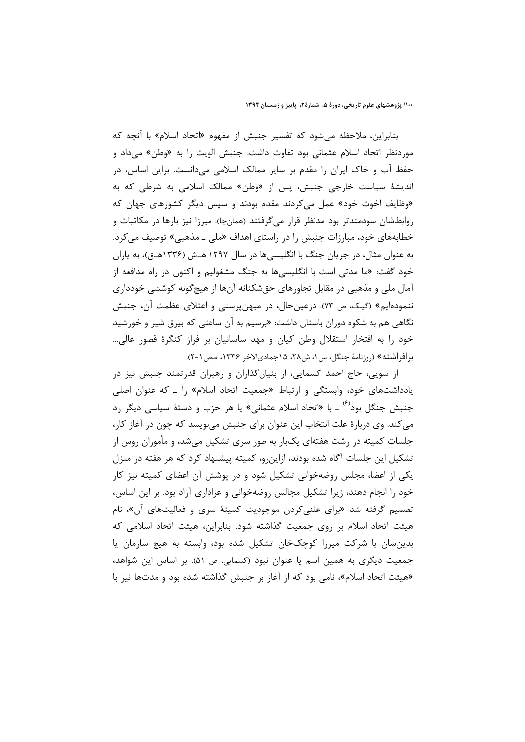بنابراین، ملاحظه می‌شود که تفسیر جنبش از مفهوم «اتحاد اسلام» با آنچه که موردنظر اتحاد اسلام عثمانی بود تفاوت داشت. جنبش الویت را به «وطن» می‌داد و حفظ آب و خاک ایران را مقدم بر سایر ممالک اسلامی می‌دانست. براین اساس، در اندیشهٔ سیاست خارجی جنبش، پس از «وطن» ممالک اسلامی به شرطی که به «وظایف اخوت خود» عمل می‌کردند مقدم بودند و سپس دیگر کشورهای جهان که روابط‌شان سودمندتر بود مدنظر قرار می‌گرفتند (همان‌جا). میرزا نیز بارها در مکاتبات و خطابه‌های خود، مبارزات جنبش را در راستای اهداف «ملی ـ مذهبی» توصیف می‌کرد. به عنوان مثال، در جریان جنگ با انگلیسی‌ها در سال ۱۲۹۷ هـ‌ش (۱۳۳۶هـ‌ق)، به یاران خود گفت: «ما مدتی است با انگلیسی‌ها به جنگ مشغولیم و اکنون در راه مدافعه از آمال ملی و مذهبی در مقابل تجاوزهای حق‌شکنانه آن‌ها از هیچ‌گونه کوششی خودداری ننموده‌ایم» (گیلک، ص ۷۳). درعین‌حال، در میهن‌پرستی و اعتلای عظمت آن، جنبش نگاهی هم به شکوه دوران باستان داشت: «برسیم به آن ساعتی که بیرق شیر و خورشید خود را به افتخار استقلال وطن کیان و مهد ساسانیان بر فراز کنگرهٔ قصور عالی... برافراشته» (روزنامهٔ جنگل، س۱، ش۲۸، ۱۵جمادی‌الآخر ۱۳۳۶، صص۱-۲).

از سویی، حاج احمد کسمایی، از بنیان‌گذاران و رهبران قدرتمند جنبش نیز در یادداشت‌های خود، وابستگی و ارتباط «جمعیت اتحاد اسلام» را ـ که عنوان اصلی جنبش جنگل بود[۶] ـ با «اتحاد اسلام عثمانی» یا هر حزب و دستهٔ سیاسی دیگر رد می‌کند. وی دربارهٔ علت انتخاب این عنوان برای جنبش می‌نویسد که چون در آغاز کار، جلسات کمیته در رشت هفته‌ای یک‌بار به طور سری تشکیل می‌شد، و مأموران روس از تشکیل این جلسات آگاه شده بودند، ازاین‌رو، کمیته پیشنهاد کرد که هر هفته در منزل یکی از اعضا، مجلس روضه‌خوانی تشکیل شود و در پوشش آن اعضای کمیته نیز کار خود را انجام دهند، زیرا تشکیل مجالس روضه‌خوانی و عزاداری آزاد بود. بر این اساس، تصمیم گرفته شد «برای علنی‌کردن موجودیت کمیتهٔ سری و فعالیت‌های آن»، نام هیئت اتحاد اسلام بر روی جمعیت گذاشته شود. بنابراین، هیئت اتحاد اسلامی که بدین‌سان با شرکت میرزا کوچک‌خان تشکیل شده بود، وابسته به هیچ سازمان یا جمعیت دیگری به همین اسم یا عنوان نبود (کسمایی، ص ۵۱). بر اساس این شواهد، «هیئت اتحاد اسلام»، نامی بود که از آغاز بر جنبش گذاشته شده بود و مدت‌ها نیز با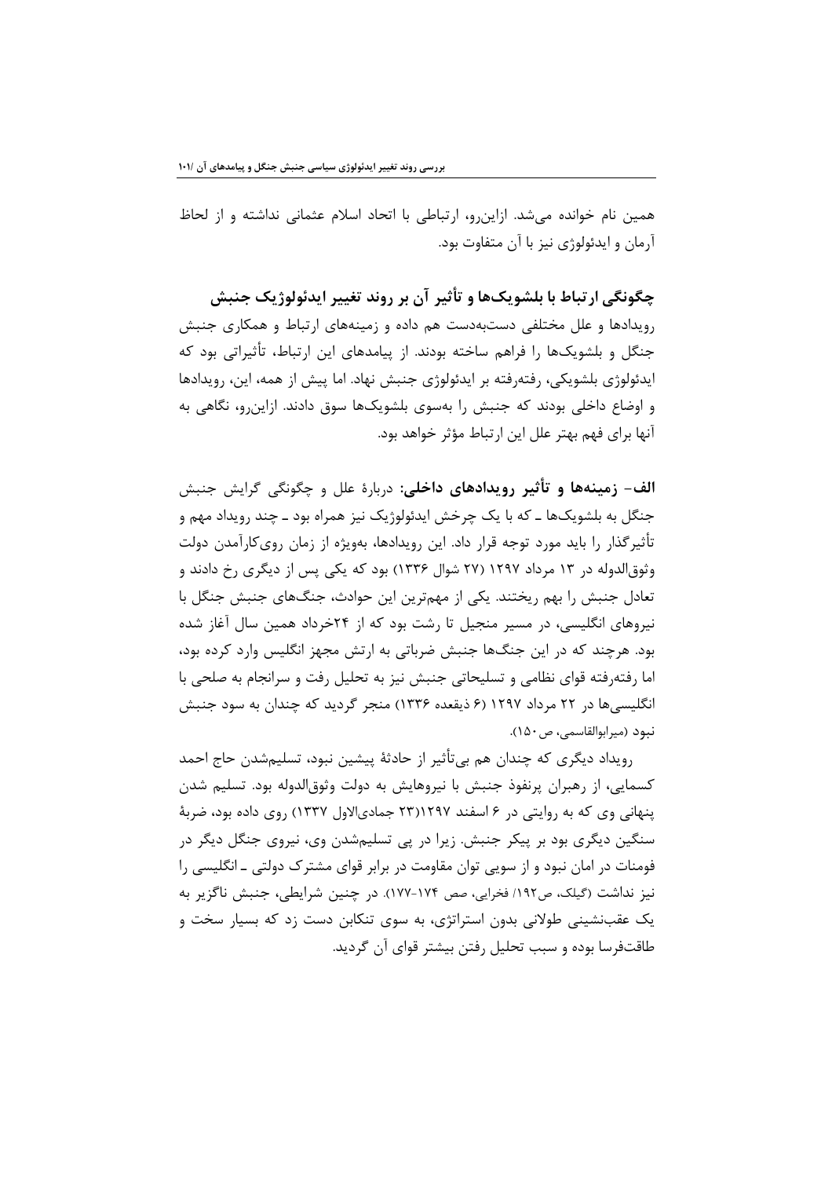همین نام خوانده می‌شد. ازاین‌رو، ارتباطی با اتحاد اسلام عثمانی نداشته و از لحاظ آرمان و ایدئولوژی نیز با آن متفاوت بود.

## چگونگی ارتباط با بلشویک‌ها و تأثیر آن بر روند تغییر ایدئولوژیک جنبش

رویدادها و علل مختلفی دست‌به‌دست هم داده و زمینه‌های ارتباط و همکاری جنبش جنگل و بلشویک‌ها را فراهم ساخته بودند. از پیامدهای این ارتباط، تأثیراتی بود که ایدئولوژی بلشویکی، رفته‌رفته بر ایدئولوژی جنبش نهاد. اما پیش از همه، این، رویدادها و اوضاع داخلی بودند که جنبش را به‌سوی بلشویک‌ها سوق دادند. ازاین‌رو، نگاهی به آنها برای فهم بهتر علل این ارتباط مؤثر خواهد بود.

**الف- زمینه‌ها و تأثیر رویدادهای داخلی:** دربارهٔ علل و چگونگی گرایش جنبش جنگل به بلشویک‌ها ـ که با یک چرخش ایدئولوژیک نیز همراه بود ـ چند رویداد مهم و تأثیرگذار را باید مورد توجه قرار داد. این رویدادها، به‌ویژه از زمان روی‌کارآمدن دولت وثوق‌الدوله در ۱۳ مرداد ۱۲۹۷ (۲۷ شوال ۱۳۳۶) بود که یکی پس از دیگری رخ دادند و تعادل جنبش را بهم ریختند. یکی از مهم‌ترین این حوادث، جنگ‌های جنبش جنگل با نیروهای انگلیسی، در مسیر منجیل تا رشت بود که از ۲۴خرداد همین سال آغاز شده بود. هرچند که در این جنگ‌ها جنبش ضرباتی به ارتش مجهز انگلیس وارد کرده بود، اما رفته‌رفته قوای نظامی و تسلیحاتی جنبش نیز به تحلیل رفت و سرانجام به صلحی با انگلیسی‌ها در ۲۲ مرداد ۱۲۹۷ (۶ ذیقعده ۱۳۳۶) منجر گردید که چندان به سود جنبش نبود (میرابوالقاسمی، ص۱۵۰).

رویداد دیگری که چندان هم بی‌تأثیر از حادثهٔ پیشین نبود، تسلیم‌شدن حاج احمد کسمایی، از رهبران پرنفوذ جنبش با نیروهایش به دولت وثوق‌الدوله بود. تسلیم شدن پنهانی وی که به روایتی در ۶ اسفند ۱۲۹۷(۲۳ جمادی‌الاول ۱۳۳۷) روی داده بود، ضربهٔ سنگین دیگری بود بر پیکر جنبش. زیرا در پی تسلیم‌شدن وی، نیروی جنگل دیگر در فومنات در امان نبود و از سویی توان مقاومت در برابر قوای مشترک دولتی ـ انگلیسی را نیز نداشت (گیلک، ص۱۹۲/ فخرایی، صص ۱۷۴-۱۷۷). در چنین شرایطی، جنبش ناگزیر به یک عقب‌نشینی طولانی بدون استراتژی، به سوی تنکابن دست زد که بسیار سخت و طاقت‌فرسا بوده و سبب تحلیل رفتن بیشتر قوای آن گردید.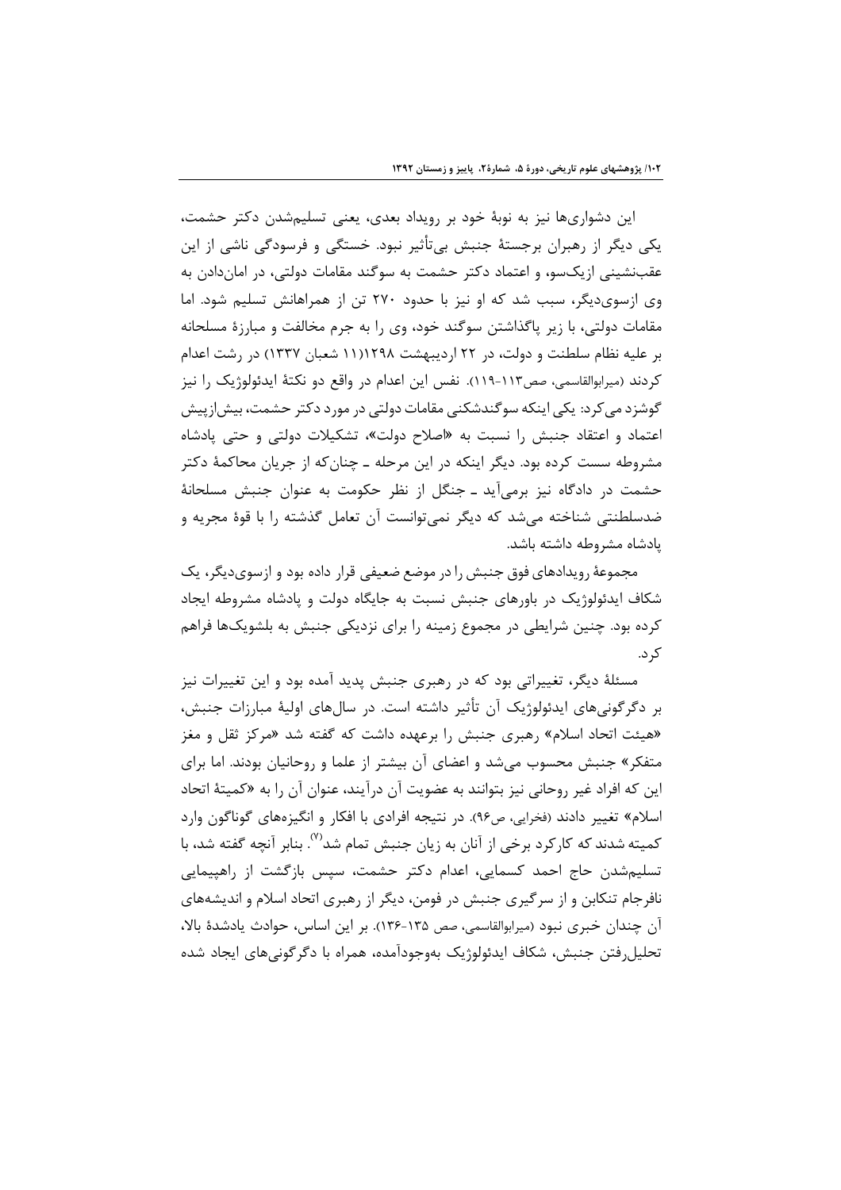این دشواری‌ها نیز به نوبهٔ خود بر رویداد بعدی، یعنی تسلیم‌شدن دکتر حشمت، یکی دیگر از رهبران برجستهٔ جنبش بی‌تأثیر نبود. خستگی و فرسودگی ناشی از این عقب‌نشینی ازیک‌سو، و اعتماد دکتر حشمت به سوگند مقامات دولتی، در امان‌دادن به وی ازسوی‌دیگر، سبب شد که او نیز با حدود ۲۷۰ تن از همراهانش تسلیم شود. اما مقامات دولتی، با زیر پاگذاشتن سوگند خود، وی را به جرم مخالفت و مبارزهٔ مسلحانه بر علیه نظام سلطنت و دولت، در ۲۲ اردیبهشت ۱۲۹۸(۱۱ شعبان ۱۳۳۷) در رشت اعدام کردند (میرابوالقاسمی، صص۱۱۳-۱۱۹). نفس این اعدام در واقع دو نکتهٔ ایدئولوژیک را نیز گوشزد می‌کرد: یکی اینکه سوگندشکنی مقامات دولتی در مورد دکتر حشمت، بیش‌ازپیش اعتماد و اعتقاد جنبش را نسبت به «اصلاح دولت»، تشکیلات دولتی و حتی پادشاه مشروطه سست کرده بود. دیگر اینکه در این مرحله ـ چنان‌که از جریان محاکمهٔ دکتر حشمت در دادگاه نیز برمی‌آید ـ جنگل از نظر حکومت به عنوان جنبش مسلحانهٔ ضدسلطنتی شناخته می‌شد که دیگر نمی‌توانست آن تعامل گذشته را با قوهٔ مجریه و پادشاه مشروطه داشته باشد.

مجموعهٔ رویدادهای فوق جنبش را در موضع ضعیفی قرار داده بود و ازسوی‌دیگر، یک شکاف ایدئولوژیک در باورهای جنبش نسبت به جایگاه دولت و پادشاه مشروطه ایجاد کرده بود. چنین شرایطی در مجموع زمینه را برای نزدیکی جنبش به بلشویک‌ها فراهم کرد.

مسئلهٔ دیگر، تغییراتی بود که در رهبری جنبش پدید آمده بود و این تغییرات نیز بر دگرگونی‌های ایدئولوژیک آن تأثیر داشته است. در سال‌های اولیهٔ مبارزات جنبش، «هیئت اتحاد اسلام» رهبری جنبش را برعهده داشت که گفته شد «مرکز ثقل و مغز متفکر» جنبش محسوب می‌شد و اعضای آن بیشتر از علما و روحانیان بودند. اما برای این که افراد غیر روحانی نیز بتوانند به عضویت آن درآیند، عنوان آن را به «کمیتهٔ اتحاد اسلام» تغییر دادند (فخرایی، ص۹۶). در نتیجه افرادی با افکار و انگیزه‌های گوناگون وارد کمیته شدند که کارکرد برخی از آنان به زیان جنبش تمام شد[۷]. بنابر آنچه گفته شد، با تسلیم‌شدن حاج احمد کسمایی، اعدام دکتر حشمت، سپس بازگشت از راهپیمایی نافرجام تنکابن و از سرگیری جنبش در فومن، دیگر از رهبری اتحاد اسلام و اندیشه‌های آن چندان خبری نبود (میرابوالقاسمی، صص ۱۳۵-۱۳۶). بر این اساس، حوادث یادشدهٔ بالا، تحلیل‌رفتن جنبش، شکاف ایدئولوژیک به‌وجودآمده، همراه با دگرگونی‌های ایجاد شده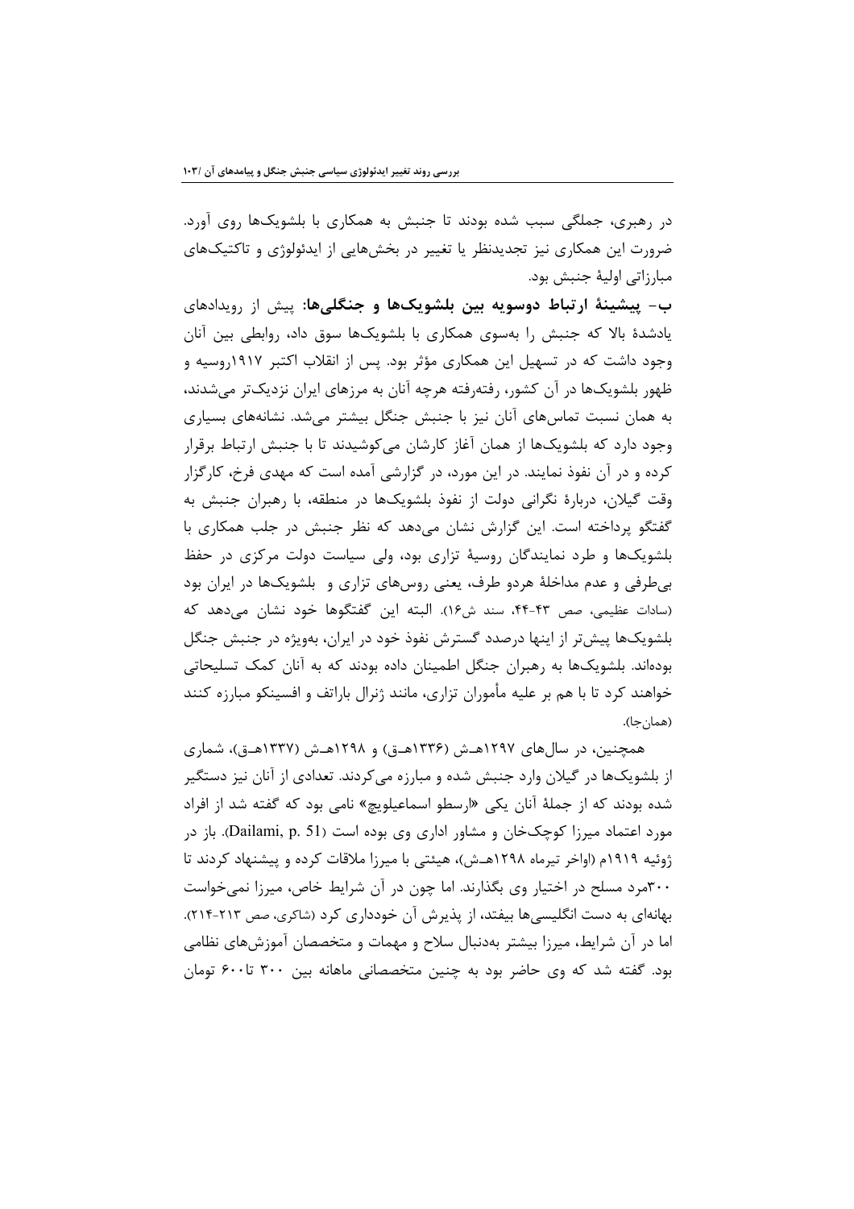در رهبری، جملگی سبب شده بودند تا جنبش به همکاری با بلشویک‌ها روی آورد. ضرورت این همکاری نیز تجدیدنظر یا تغییر در بخش‌هایی از ایدئولوژی و تاکتیک‌های مبارزاتی اولیهٔ جنبش بود.

**ب- پیشینهٔ ارتباط دوسویه بین بلشویک‌ها و جنگلی‌ها:** پیش از رویدادهای یادشدهٔ بالا که جنبش را به‌سوی همکاری با بلشویک‌ها سوق داد، روابطی بین آنان وجود داشت که در تسهیل این همکاری مؤثر بود. پس از انقلاب اکتبر ۱۹۱۷روسیه و ظهور بلشویک‌ها در آن کشور، رفته‌رفته هرچه آنان به مرزهای ایران نزدیک‌تر می‌شدند، به همان نسبت تماس‌های آنان نیز با جنبش جنگل بیشتر می‌شد. نشانه‌های بسیاری وجود دارد که بلشویک‌ها از همان آغاز کارشان می‌کوشیدند تا با جنبش ارتباط برقرار کرده و در آن نفوذ نمایند. در این مورد، در گزارشی آمده است که مهدی فرخ، کارگزار وقت گیلان، دربارهٔ نگرانی دولت از نفوذ بلشویک‌ها در منطقه، با رهبران جنبش به گفتگو پرداخته است. این گزارش نشان می‌دهد که نظر جنبش در جلب همکاری با بلشویک‌ها و طرد نمایندگان روسیهٔ تزاری بود، ولی سیاست دولت مرکزی در حفظ بی‌طرفی و عدم مداخلهٔ هردو طرف، یعنی روس‌های تزاری و بلشویک‌ها در ایران بود (سادات عظیمی، صص ۴۳-۴۴، سند ش۱۶). البته این گفتگوها خود نشان می‌دهد که بلشویک‌ها پیش‌تر از اینها درصدد گسترش نفوذ خود در ایران، به‌ویژه در جنبش جنگل بوده‌اند. بلشویک‌ها به رهبران جنگل اطمینان داده بودند که به آنان کمک تسلیحاتی خواهند کرد تا با هم بر علیه مأموران تزاری، مانند ژنرال باراتف و افسینکو مبارزه کنند (همان‌جا).

همچنین، در سال‌های ۱۲۹۷هـ‌ش (۱۳۳۶هـ‌ق) و ۱۲۹۸هـ‌ش (۱۳۳۷هـ‌ق)، شماری از بلشویک‌ها در گیلان وارد جنبش شده و مبارزه می‌کردند. تعدادی از آنان نیز دستگیر شده بودند که از جملهٔ آنان یکی «ارسطو اسماعیلویچ» نامی بود که گفته شد از افراد مورد اعتماد میرزا کوچک‌خان و مشاور اداری وی بوده است (Dailami, p. 51). باز در ژوئیه ۱۹۱۹م (اواخر تیرماه ۱۲۹۸هـ‌ش)، هیئتی با میرزا ملاقات کرده و پیشنهاد کردند تا ۳۰۰مرد مسلح در اختیار وی بگذارند. اما چون در آن شرایط خاص، میرزا نمی‌خواست بهانه‌ای به دست انگلیسی‌ها بیفتد، از پذیرش آن خودداری کرد (شاکری، صص ۲۱۳-۲۱۴). اما در آن شرایط، میرزا بیشتر به‌دنبال سلاح و مهمات و متخصصان آموزش‌های نظامی بود. گفته شد که وی حاضر بود به چنین متخصصانی ماهانه بین ۳۰۰ تا۶۰۰ تومان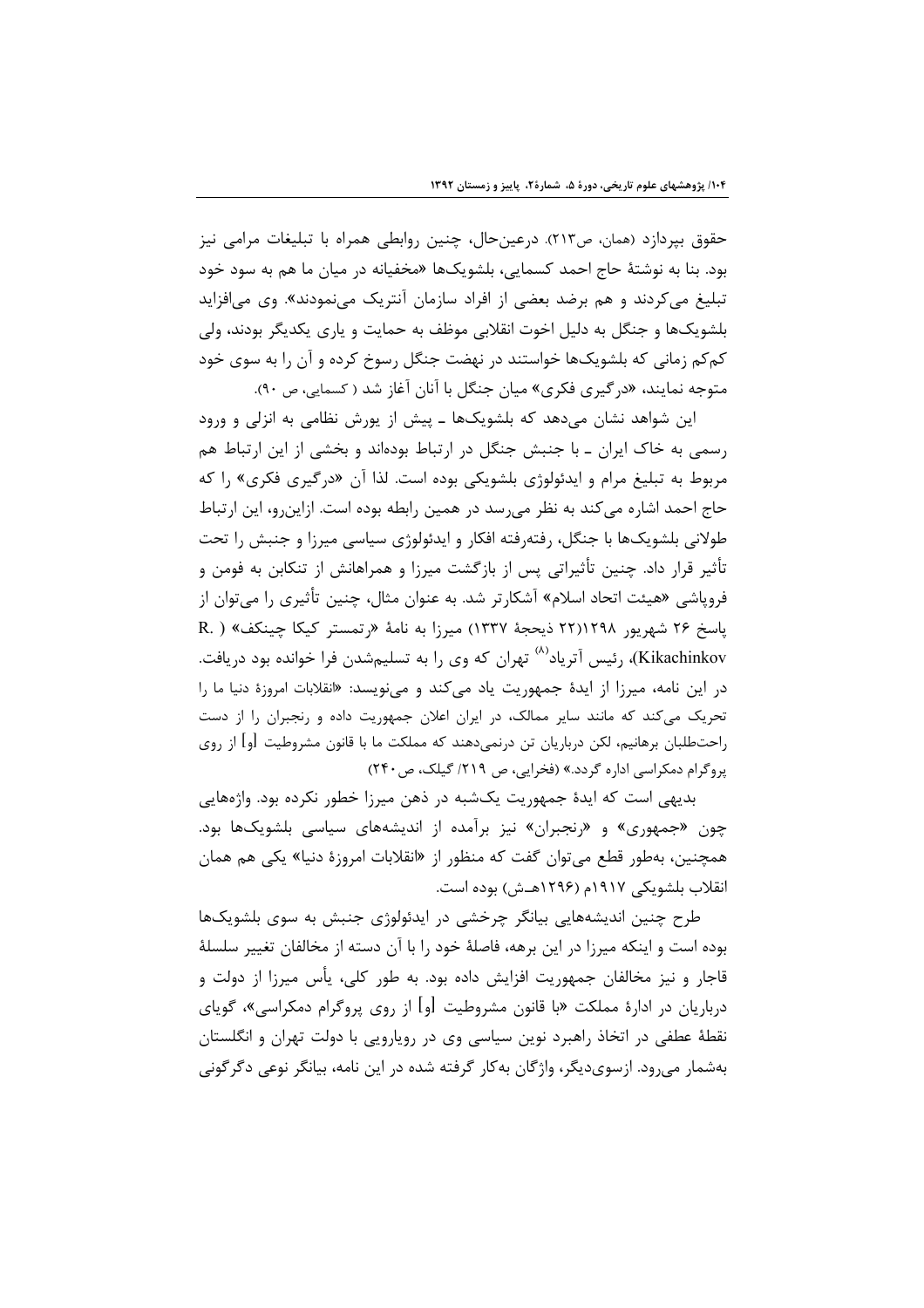حقوق بپردازد (همان، ص۲۱۳). درعین‌حال، چنین روابطی همراه با تبلیغات مرامی نیز بود. بنا به نوشتهٔ حاج احمد کسمایی، بلشویک‌ها «مخفیانه در میان ما هم به سود خود تبلیغ می‌کردند و هم برضد بعضی از افراد سازمان آنتریک می‌نمودند». وی می‌افزاید بلشویک‌ها و جنگل به دلیل اخوت انقلابی موظف به حمایت و یاری یکدیگر بودند، ولی کم‌کم زمانی که بلشویک‌ها خواستند در نهضت جنگل رسوخ کرده و آن را به سوی خود متوجه نمایند، «درگیری فکری» میان جنگل با آنان آغاز شد (کسمایی، ص ۹۰).

این شواهد نشان می‌دهد که بلشویک‌ها ـ پیش از یورش نظامی به انزلی و ورود رسمی به خاک ایران ـ با جنبش جنگل در ارتباط بوده‌اند و بخشی از این ارتباط هم مربوط به تبلیغ مرام و ایدئولوژی بلشویکی بوده است. لذا آن «درگیری فکری» را که حاج احمد اشاره می‌کند به نظر می‌رسد در همین رابطه بوده است. ازاین‌رو، این ارتباط طولانی بلشویک‌ها با جنگل، رفته‌رفته افکار و ایدئولوژی سیاسی میرزا و جنبش را تحت تأثیر قرار داد. چنین تأثیراتی پس از بازگشت میرزا و همراهانش از تنکابن به فومن و فروپاشی «هیئت اتحاد اسلام» آشکارتر شد. به عنوان مثال، چنین تأثیری را می‌توان از پاسخ ۲۶ شهریور ۱۲۹۸(۲۲ ذیحجهٔ ۱۳۳۷) میرزا به نامهٔ «رتمستر کیکا چینکف» (R. Kikachinkov)، رئیس آترياد[۸] تهران که وی را به تسلیم‌شدن فرا خوانده بود دریافت. در این نامه، میرزا از ایدهٔ جمهوریت یاد می‌کند و می‌نویسد: «انقلابات امروزهٔ دنیا ما را تحریک می‌کند که مانند سایر ممالک، در ایران اعلان جمهوریت داده و رنجبران را از دست راحت‌طلبان برهانیم، لکن درباریان تن درنمی‌دهند که مملکت ما با قانون مشروطیت [و] از روی پروگرام دمکراسی اداره گردد.» (فخرایی، ص ۲۱۹/ گیلک، ص ۲۴۰)

بدیهی است که ایدهٔ جمهوریت یک‌شبه در ذهن میرزا خطور نکرده بود. واژه‌هایی چون «جمهوری» و «رنجبران» نیز برآمده از اندیشه‌های سیاسی بلشویک‌ها بود. همچنین، به‌طور قطع می‌توان گفت که منظور از «انقلابات امروزهٔ دنیا» یکی هم همان انقلاب بلشویکی ۱۹۱۷م (۱۲۹۶هـ.ش) بوده است.

طرح چنین اندیشه‌هایی بیانگر چرخشی در ایدئولوژی جنبش به سوی بلشویک‌ها بوده است و اینکه میرزا در این برهه، فاصلهٔ خود را با آن دسته از مخالفان تغییر سلسلهٔ قاجار و نیز مخالفان جمهوریت افزایش داده بود. به طور کلی، یأس میرزا از دولت و درباریان در ادارهٔ مملکت «با قانون مشروطیت [و] از روی پروگرام دمکراسی»، گویای نقطهٔ عطفی در اتخاذ راهبرد نوین سیاسی وی در رویارویی با دولت تهران و انگلستان به‌شمار می‌رود. ازسوی‌دیگر، واژگان به‌کار گرفته شده در این نامه، بیانگر نوعی دگرگونی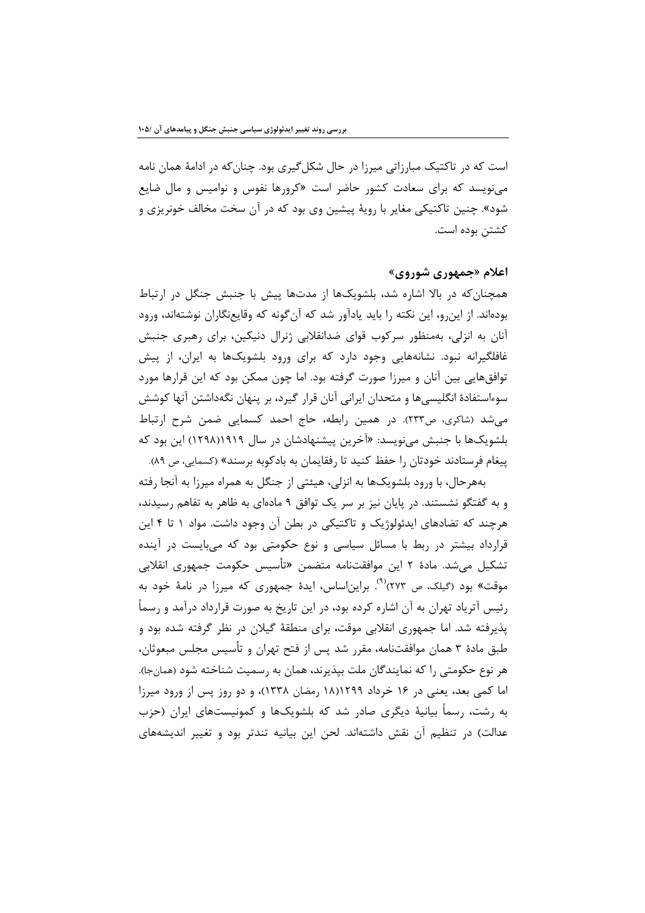است که در تاکتیک مبارزاتی میرزا در حال شکل‌گیری بود. چنان‌که در ادامهٔ همان نامه می‌نویسد که برای سعادت کشور حاضر است «کرورها نفوس و نوامیس و مال ضایع شود». چنین تاکتیکی مغایر با رویهٔ پیشین وی بود که در آن سخت مخالف خونریزی و کشتن بوده است.

## اعلام «جمهوری شوروی»

همچنان‌که در بالا اشاره شد، بلشویک‌ها از مدت‌ها پیش با جنبش جنگل در ارتباط بوده‌اند. از این‌رو، این نکته را باید یادآور شد که آن‌گونه که وقایع‌نگاران نوشته‌اند، ورود آنان به انزلی، به‌منظور سرکوب قوای ضدانقلابی ژنرال دنیکین، برای رهبری جنبش غافلگیرانه نبود. نشانه‌هایی وجود دارد که برای ورود بلشویک‌ها به ایران، از پیش توافق‌هایی بین آنان و میرزا صورت گرفته بود. اما چون ممکن بود که این قرارها مورد سوءاستفادهٔ انگلیسی‌ها و متحدان ایرانی آنان قرار گیرد، بر پنهان نگه‌داشتن آنها کوشش می‌شد (شاکری، ص۲۳۳). در همین رابطه، حاج احمد کسمایی ضمن شرح ارتباط بلشویک‌ها با جنبش می‌نویسد: «آخرین پیشنهادشان در سال ۱۹۱۹(۱۲۹۸) این بود که پیغام فرستادند خودتان را حفظ کنید تا رفقایمان به بادکوبه برسند» (کسمایی، ص ۸۹).

به‌هرحال، با ورود بلشویک‌ها به انزلی، هیئتی از جنگل به همراه میرزا به آنجا رفته و به گفتگو نشستند. در پایان نیز بر سر یک توافق ۹ ماده‌ای به ظاهر به تفاهم رسیدند، هرچند که تضادهای ایدئولوژیک و تاکتیکی در بطن آن وجود داشت. مواد ۱ تا ۴ این قرارداد بیشتر در ربط با مسائل سیاسی و نوع حکومتی بود که می‌بایست در آینده تشکیل می‌شد. مادهٔ ۲ این موافقت‌نامه متضمن «تأسیس حکومت جمهوری انقلابی موقت» بود (گیلک، ص ۲۷۳)[۹]. براین‌اساس، ایدهٔ جمهوری که میرزا در نامهٔ خود به رئیس آتریاد تهران به آن اشاره کرده بود، در این تاریخ به صورت قرارداد درآمد و رسماً پذیرفته شد. اما جمهوری انقلابی موقت، برای منطقهٔ گیلان در نظر گرفته شده بود و طبق مادهٔ ۳ همان موافقت‌نامه، مقرر شد پس از فتح تهران و تأسیس مجلس مبعوثان، هر نوع حکومتی را که نمایندگان ملت بپذیرند، همان به رسمیت شناخته شود (همان‌جا). اما کمی بعد، یعنی در ۱۶ خرداد ۱۲۹۹(۱۸ رمضان ۱۳۳۸)، و دو روز پس از ورود میرزا به رشت، رسماً بیانیهٔ دیگری صادر شد که بلشویک‌ها و کمونیست‌های ایران (حزب عدالت) در تنظیم آن نقش داشته‌اند. لحن این بیانیه تندتر بود و تغییر اندیشه‌های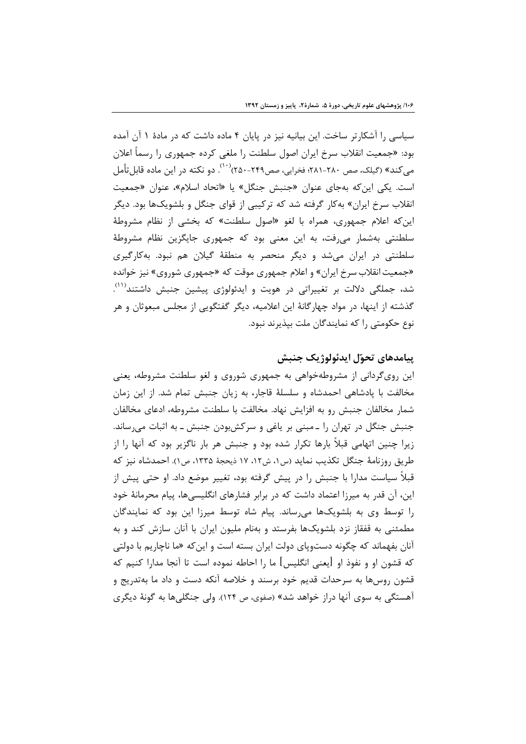سیاسی را آشکارتر ساخت. این بیانیه نیز در پایان ۴ ماده داشت که در مادهٔ ۱ آن آمده بود: «جمعیت انقلاب سرخ ایران اصول سلطنت را ملغی کرده جمهوری را رسماً اعلان می‌کند» (گیلک، صص ۲۸۰-۲۸۱؛ فخرایی، صص۲۴۹-۲۵۰)[۱۰]. دو نکته در این ماده قابل‌تأمل است. یکی این‌که به‌جای عنوان «جنبش جنگل» یا «اتحاد اسلام»، عنوان «جمعیت انقلاب سرخ ایران» به‌کار گرفته شد که ترکیبی از قوای جنگل و بلشویک‌ها بود. دیگر این‌که اعلام جمهوری، همراه با لغو «اصول سلطنت» که بخشی از نظام مشروطهٔ سلطنتی به‌شمار می‌رفت، به این معنی بود که جمهوری جایگزین نظام مشروطهٔ سلطنتی در ایران می‌شد و دیگر منحصر به منطقهٔ گیلان هم نبود. به‌کارگیری «جمعیت انقلاب سرخ ایران» و اعلام جمهوری موقت که «جمهوری شوروی» نیز خوانده شد، جملگی دلالت بر تغییراتی در هویت و ایدئولوژی پیشین جنبش داشتند[۱۱]. گذشته از اینها، در مواد چهارگانهٔ این اعلامیه، دیگر گفتگویی از مجلس مبعوثان و هر نوع حکومتی را که نمایندگان ملت بپذیرند نبود.

## پیامدهای تحوّل ایدئولوژیک جنبش

این روی‌گردانی از مشروطه‌خواهی به جمهوری شوروی و لغو سلطنت مشروطه، یعنی مخالفت با پادشاهی احمدشاه و سلسلهٔ قاجار، به زیان جنبش تمام شد. از این زمان شمار مخالفان جنبش رو به افزایش نهاد. مخالفت با سلطنت مشروطه، ادعای مخالفان جنبش جنگل در تهران را ـ مبنی بر یاغی و سرکش‌بودن جنبش ـ به اثبات می‌رساند. زیرا چنین اتهامی قبلاً بارها تکرار شده بود و جنبش هر بار ناگزیر بود که آنها را از طریق روزنامهٔ جنگل تکذیب نماید (س۱، ش۱۲، ۱۷ ذیحجهٔ ۱۳۳۵، ص۱). احمدشاه نیز که قبلاً سیاست مدارا با جنبش را در پیش گرفته بود، تغییر موضع داد. او حتی پیش از این، آن قدر به میرزا اعتماد داشت که در برابر فشارهای انگلیسی‌ها، پیام محرمانهٔ خود را توسط وی به بلشویک‌ها می‌رساند. پیام شاه توسط میرزا این بود که نمایندگان مطمئنی به قفقاز نزد بلشویک‌ها بفرستد و به‌نام ملیون ایران با آنان سازش کند و به آنان بفهماند که چگونه دست‌وپای دولت ایران بسته است و این‌که «ما ناچاریم با دولتی که قشون او و نفوذ او [یعنی انگلیس] ما را احاطه نموده است تا آنجا مدارا کنیم که قشون روس‌ها به سرحدات قدیم خود برسند و خلاصه آنکه دست و داد ما به‌تدریج و آهستگی به سوی آنها دراز خواهد شد» (صفوی، ص ۱۲۴). ولی جنگلی‌ها به گونهٔ دیگری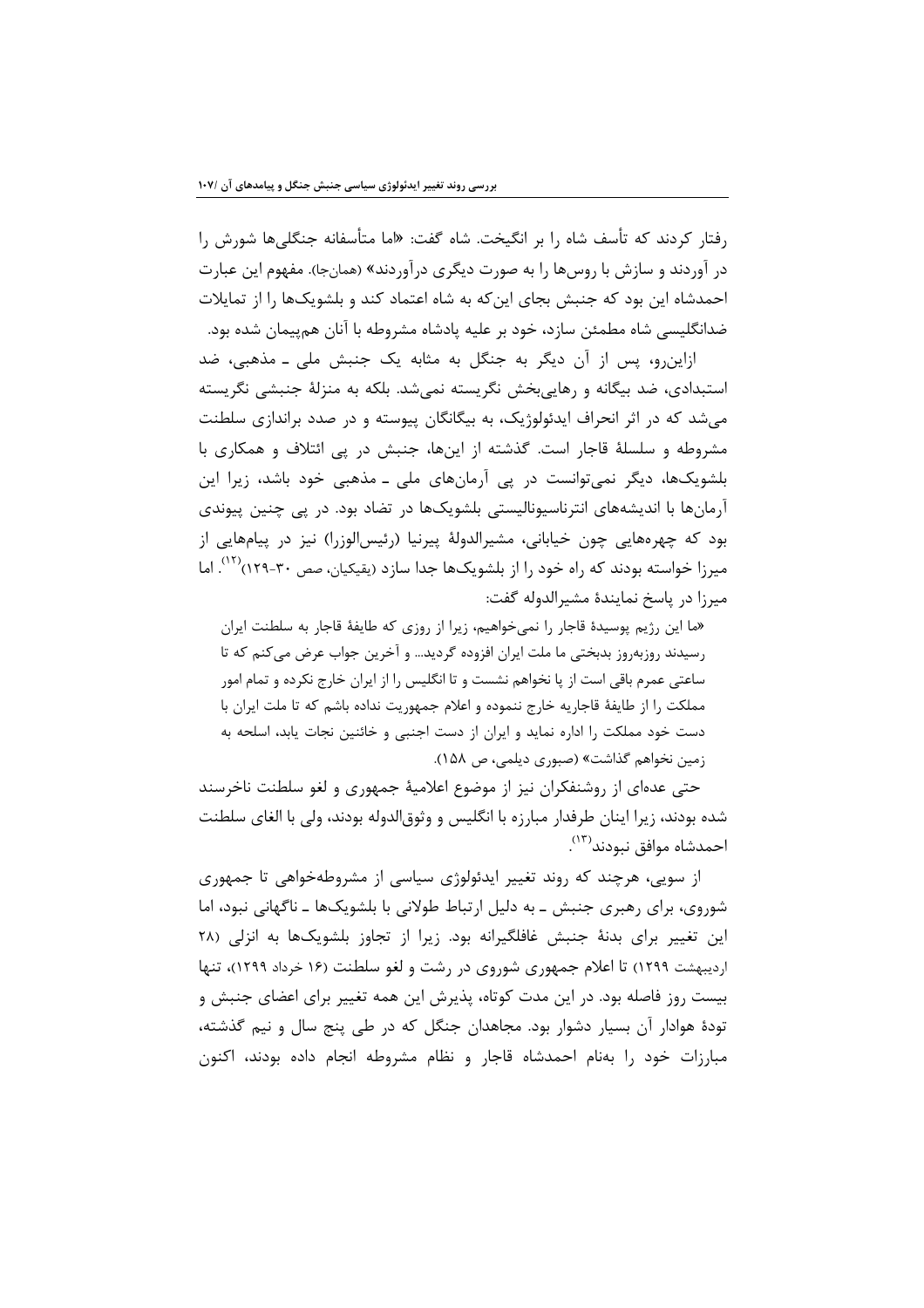رفتار کردند که تأسف شاه را بر انگیخت. شاه گفت: «اما متأسفانه جنگلی‌ها شورش را در آوردند و سازش با روس‌ها را به صورت دیگری درآوردند» (همان‌جا). مفهوم این عبارت احمدشاه این بود که جنبش بجای این‌که به شاه اعتماد کند و بلشویک‌ها را از تمایلات ضدانگلیسی شاه مطمئن سازد، خود بر علیه پادشاه مشروطه با آنان هم‌پیمان شده بود.

ازاین‌رو، پس از آن دیگر به جنگل به مثابه یک جنبش ملی ـ مذهبی، ضد استبدادی، ضد بیگانه و رهایی‌بخش نگریسته نمی‌شد. بلکه به منزلهٔ جنبشی نگریسته می‌شد که در اثر انحراف ایدئولوژیک، به بیگانگان پیوسته و در صدد براندازی سلطنت مشروطه و سلسلهٔ قاجار است. گذشته از این‌ها، جنبش در پی ائتلاف و همکاری با بلشویک‌ها، دیگر نمی‌توانست در پی آرمان‌های ملی ـ مذهبی خود باشد، زیرا این آرمان‌ها با اندیشه‌های انترناسیونالیستی بلشویک‌ها در تضاد بود. در پی چنین پیوندی بود که چهره‌هایی چون خیابانی، مشیرالدولهٔ پیرنیا (رئیس‌الوزرا) نیز در پیام‌هایی از میرزا خواسته بودند که راه خود را از بلشویک‌ها جدا سازد (یقیکیان، صص ۳۰-۱۲۹)[۱۲]. اما میرزا در پاسخ نمایندهٔ مشیرالدوله گفت:

> «ما این رژیم پوسیدهٔ قاجار را نمی‌خواهیم، زیرا از روزی که طایفهٔ قاجار به سلطنت ایران رسیدند روزبه‌روز بدبختی ما ملت ایران افزوده گردید... و آخرین جواب عرض می‌کنم که تا ساعتی عمرم باقی است از پا نخواهم نشست و تا انگلیس را از ایران خارج نکرده و تمام امور مملکت را از طایفهٔ قاجاریه خارج ننموده و اعلام جمهوریت نداده باشم که تا ملت ایران با دست خود مملکت را اداره نماید و ایران از دست اجنبی و خائنین نجات یابد، اسلحه به زمین نخواهم گذاشت» (صبوری دیلمی، ص ۱۵۸).

حتی عده‌ای از روشنفکران نیز از موضوع اعلامیهٔ جمهوری و لغو سلطنت ناخرسند شده بودند، زیرا اینان طرفدار مبارزه با انگلیس و وثوق‌الدوله بودند، ولی با الغای سلطنت احمدشاه موافق نبودند[۱۳].

از سویی، هرچند که روند تغییر ایدئولوژی سیاسی از مشروطه‌خواهی تا جمهوری شوروی، برای رهبری جنبش ـ به دلیل ارتباط طولانی با بلشویک‌ها ـ ناگهانی نبود، اما این تغییر برای بدنهٔ جنبش غافلگیرانه بود. زیرا از تجاوز بلشویک‌ها به انزلی (۲۸ اردیبهشت ۱۲۹۹) تا اعلام جمهوری شوروی در رشت و لغو سلطنت (۱۶ خرداد ۱۲۹۹)، تنها بیست روز فاصله بود. در این مدت کوتاه، پذیرش این همه تغییر برای اعضای جنبش و تودهٔ هوادار آن بسیار دشوار بود. مجاهدان جنگل که در طی پنج سال و نیم گذشته، مبارزات خود را به‌نام احمدشاه قاجار و نظام مشروطه انجام داده بودند، اکنون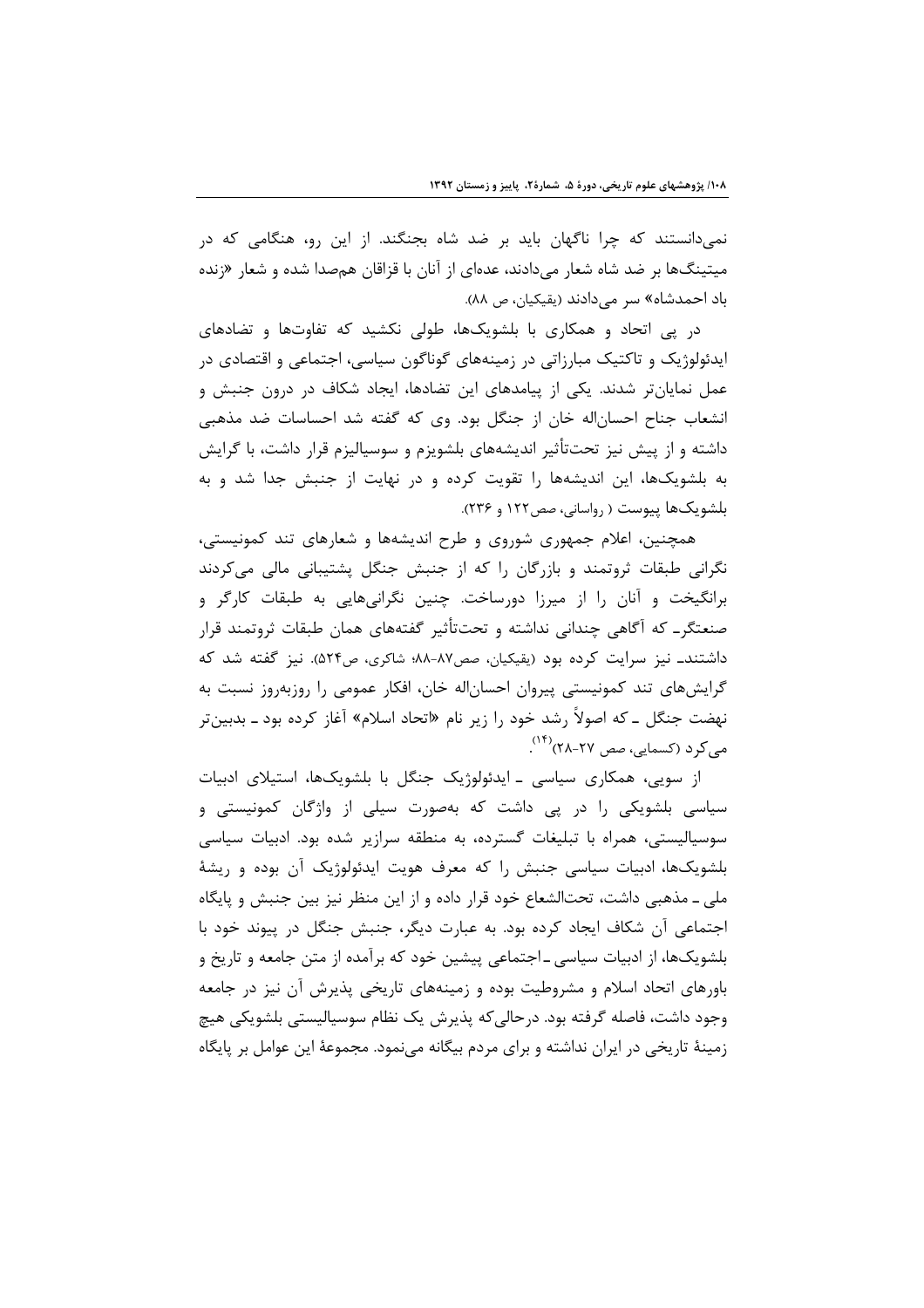نمی‌دانستند که چرا ناگهان باید بر ضد شاه بجنگند. از این رو، هنگامی که در میتینگ‌ها بر ضد شاه شعار می‌دادند، عده‌ای از آنان با قزاقان هم‌صدا شده و شعار «زنده باد احمدشاه» سر می‌دادند (یقیکیان، ص ۸۸).

در پی اتحاد و همکاری با بلشویک‌ها، طولی نکشید که تفاوت‌ها و تضادهای ایدئولوژیک و تاکتیک مبارزاتی در زمینه‌های گوناگون سیاسی، اجتماعی و اقتصادی در عمل نمایان‌تر شدند. یکی از پیامدهای این تضادها، ایجاد شکاف در درون جنبش و انشعاب جناح احسان‌اله خان از جنگل بود. وی که گفته شد احساسات ضد مذهبی داشته و از پیش نیز تحت‌تأثیر اندیشه‌های بلشویزم و سوسیالیزم قرار داشت، با گرایش به بلشویک‌ها، این اندیشه‌ها را تقویت کرده و در نهایت از جنبش جدا شد و به بلشویک‌ها پیوست ( رواسانی، صص۱۲۲ و ۲۳۶).

همچنین، اعلام جمهوری شوروی و طرح اندیشه‌ها و شعارهای تند کمونیستی، نگرانی طبقات ثروتمند و بازرگان را که از جنبش جنگل پشتیبانی مالی می‌کردند برانگیخت و آنان را از میرزا دورساخت. چنین نگرانی‌هایی به طبقات کارگر و صنعتگر ـ که آگاهی چندانی نداشته و تحت‌تأثیر گفته‌های همان طبقات ثروتمند قرار داشتند ـ نیز سرایت کرده بود (یقیکیان، صص۸۷-۸۸؛ شاکری، ص۵۲۴). نیز گفته شد که گرایش‌های تند کمونیستی پیروان احسان‌اله خان، افکار عمومی را روزبه‌روز نسبت به نهضت جنگل ـ که اصولاً رشد خود را زیر نام «اتحاد اسلام» آغاز کرده بود ـ بدبین‌تر می‌کرد (کسمایی، صص ۲۷-۲۸)[۱۴].

از سویی، همکاری سیاسی ـ ایدئولوژیک جنگل با بلشویک‌ها، استیلای ادبیات سیاسی بلشویکی را در پی داشت که به‌صورت سیلی از واژگان کمونیستی و سوسیالیستی، همراه با تبلیغات گسترده، به منطقه سرازیر شده بود. ادبیات سیاسی بلشویک‌ها، ادبیات سیاسی جنبش را که معرف هویت ایدئولوژیک آن بوده و ریشهٔ ملی ـ مذهبی داشت، تحت‌الشعاع خود قرار داده و از این منظر نیز بین جنبش و پایگاه اجتماعی آن شکاف ایجاد کرده بود. به عبارت دیگر، جنبش جنگل در پیوند خود با بلشویک‌ها، از ادبیات سیاسی ـ اجتماعی پیشین خود که برآمده از متن جامعه و تاریخ و باورهای اتحاد اسلام و مشروطیت بوده و زمینه‌های تاریخی پذیرش آن نیز در جامعه وجود داشت، فاصله گرفته بود. درحالی‌که پذیرش یک نظام سوسیالیستی بلشویکی هیچ زمینهٔ تاریخی در ایران نداشته و برای مردم بیگانه می‌نمود. مجموعهٔ این عوامل بر پایگاه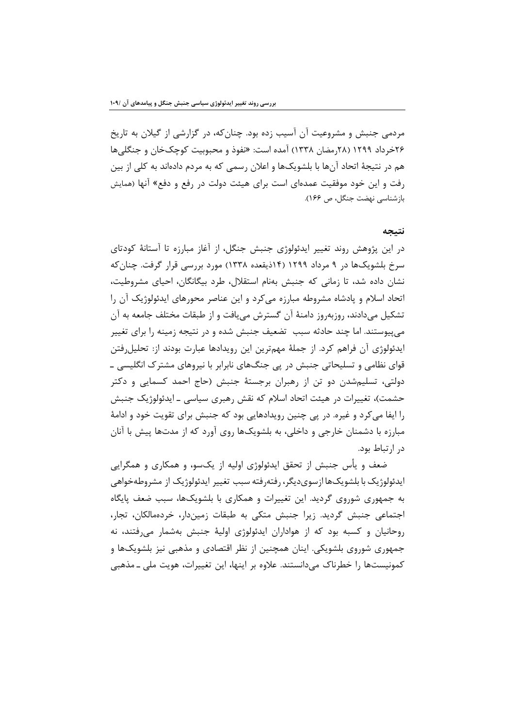مردمی جنبش و مشروعیت آن آسیب زده بود. چنان‌که، در گزارشی از گیلان به تاریخ ۲۶خرداد ۱۲۹۹ (۲۸رمضان ۱۳۳۸) آمده است: «نفوذ و محبوبیت کوچک‌خان و جنگلی‌ها هم در نتیجهٔ اتحاد آن‌ها با بلشویک‌ها و اعلان رسمی که به مردم داده‌اند به کلی از بین رفت و این خود موفقیت عمده‌ای است برای هیئت دولت در رفع و دفع» آنها (همایش بازشناسی نهضت جنگل، ص ۱۶۶).

## نتیجه

در این پژوهش روند تغییر ایدئولوژی جنبش جنگل، از آغاز مبارزه تا آستانهٔ کودتای سرخ بلشویک‌ها در ۹ مرداد ۱۲۹۹ (۱۴ذیقعده ۱۳۳۸) مورد بررسی قرار گرفت. چنان‌که نشان داده شد، تا زمانی که جنبش به‌نام استقلال، طرد بیگانگان، احیای مشروطیت، اتحاد اسلام و پادشاه مشروطه مبارزه می‌کرد و این عناصر محورهای ایدئولوژیک آن را تشکیل می‌دادند، روزبه‌روز دامنهٔ آن گسترش می‌یافت و از طبقات مختلف جامعه به آن می‌پیوستند. اما چند حادثه سبب تضعیف جنبش شده و در نتیجه زمینه را برای تغییر ایدئولوژی آن فراهم کرد. از جملهٔ مهم‌ترین این رویدادها عبارت بودند از: تحلیل‌رفتن قوای نظامی و تسلیحاتی جنبش در پی جنگ‌های نابرابر با نیروهای مشترک انگلیسی ـ دولتی، تسلیم‌شدن دو تن از رهبران برجستهٔ جنبش (حاج احمد کسمایی و دکتر حشمت)، تغییرات در هیئت اتحاد اسلام که نقش رهبری سیاسی ـ ایدئولوژیک جنبش را ایفا می‌کرد و غیره. در پی چنین رویدادهایی بود که جنبش برای تقویت خود و ادامهٔ مبارزه با دشمنان خارجی و داخلی، به بلشویک‌ها روی آورد که از مدت‌ها پیش با آنان در ارتباط بود.

ضعف و یأس جنبش از تحقق ایدئولوژی اولیه از یک‌سو، و همکاری و همگرایی ایدئولوژیک با بلشویک‌ها ازسوی‌دیگر، رفته‌رفته سبب تغییر ایدئولوژیک از مشروطه‌خواهی به جمهوری شوروی گردید. این تغییرات و همکاری با بلشویک‌ها، سبب ضعف پایگاه اجتماعی جنبش گردید. زیرا جنبش متکی به طبقات زمین‌دار، خرده‌مالکان، تجار، روحانیان و کسبه بود که از هواداران ایدئولوژی اولیهٔ جنبش به‌شمار می‌رفتند، نه جمهوری شوروی بلشویکی. اینان همچنین از نظر اقتصادی و مذهبی نیز بلشویک‌ها و کمونیست‌ها را خطرناک می‌دانستند. علاوه بر اینها، این تغییرات، هویت ملی ـ مذهبی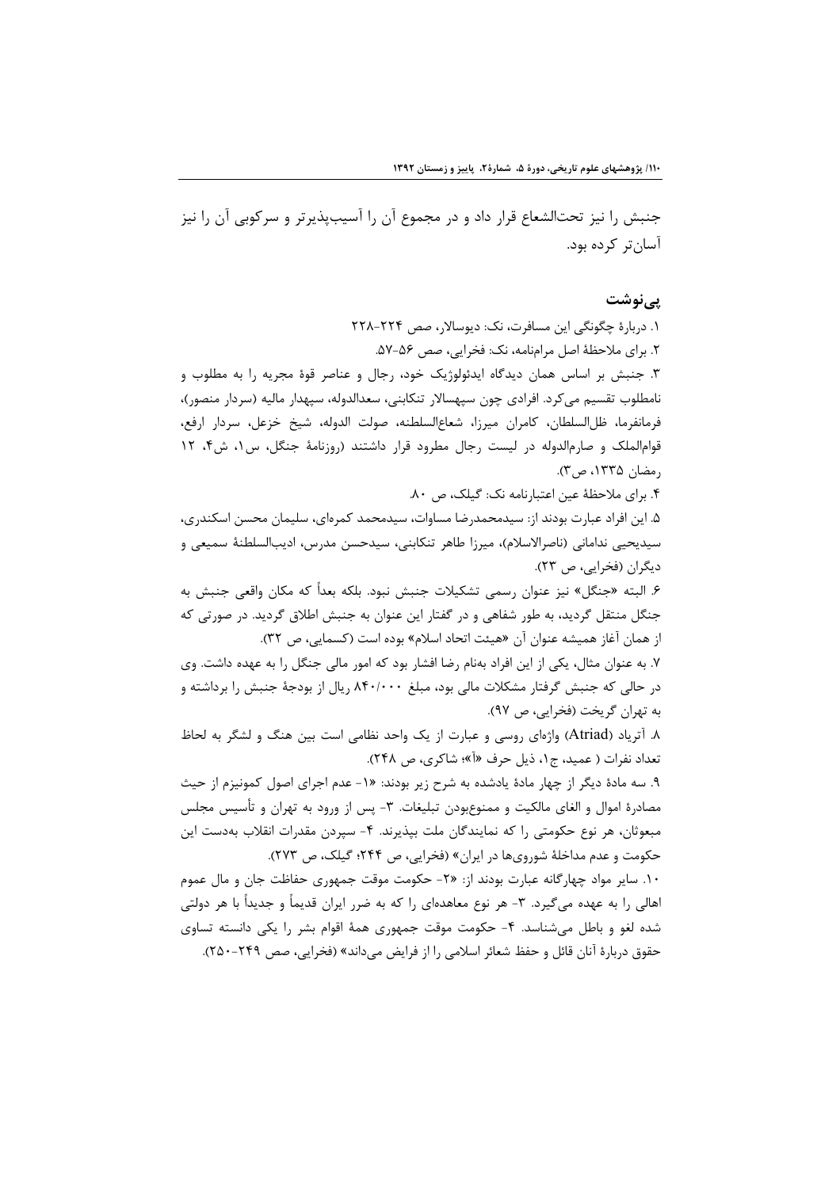جنبش را نیز تحت‌الشعاع قرار داد و در مجموع آن را آسیب‌پذیرتر و سرکوبی آن را نیز آسان‌تر کرده بود.

## پی‌نوشت

۱. دربارهٔ چگونگی این مسافرت، نک: دیوسالار، صص ۲۲۴-۲۲۸

۲. برای ملاحظهٔ اصل مرامنامه، نک: فخرایی، صص ۵۶-۵۷.

۳. جنبش بر اساس همان دیدگاه ایدئولوژیک خود، رجال و عناصر قوهٔ مجریه را به مطلوب و نامطلوب تقسیم می‌کرد. افرادی چون سپهسالار تنکابنی، سعدالدوله، سپهدار مالیه (سردار منصور)، فرمانفرما، ظل‌السلطان، کامران میرزا، شعاع‌السلطنه، صولت الدوله، شیخ خزعل، سردار ارفع، قوام‌الملک و صارم‌الدوله در لیست رجال مطرود قرار داشتند (روزنامهٔ جنگل، س۱، ش۴، ۱۲ رمضان ۱۳۳۵، ص۳).

۴. برای ملاحظهٔ عین اعتبارنامه نک: گیلک، ص ۸۰.

۵. این افراد عبارت بودند از: سیدمحمدرضا مساوات، سیدمحمد کمره‌ای، سلیمان محسن اسکندری، سیدیحیی ندامانی (ناصرالاسلام)، میرزا طاهر تنکابنی، سیدحسن مدرس، ادیب‌السلطنهٔ سمیعی و دیگران (فخرایی، ص ۲۳).

۶. البته «جنگل» نیز عنوان رسمی تشکیلات جنبش نبود. بلکه بعداً که مکان واقعی جنبش به جنگل منتقل گردید، به طور شفاهی و در گفتار این عنوان به جنبش اطلاق گردید. در صورتی که از همان آغاز همیشه عنوان آن «هیئت اتحاد اسلام» بوده است (کسمایی، ص ۳۲).

۷. به عنوان مثال، یکی از این افراد به‌نام رضا افشار بود که امور مالی جنگل را به عهده داشت. وی در حالی که جنبش گرفتار مشکلات مالی بود، مبلغ ۸۴۰/۰۰۰ ریال از بودجهٔ جنبش را برداشته و به تهران گریخت (فخرایی، ص ۹۷).

۸. آتریاد (Atriad) واژه‌ای روسی و عبارت از یک واحد نظامی است بین هنگ و لشگر به لحاظ تعداد نفرات ( عمید، ج۱، ذیل حرف «آ»؛ شاکری، ص ۲۴۸).

۹. سه مادهٔ دیگر از چهار مادهٔ یادشده به شرح زیر بودند: «۱- عدم اجرای اصول کمونیزم از حیث مصادرهٔ اموال و الغای مالکیت و ممنوع‌بودن تبلیغات. ۳- پس از ورود به تهران و تأسیس مجلس مبعوثان، هر نوع حکومتی را که نمایندگان ملت بپذیرند. ۴- سپردن مقدرات انقلاب به‌دست این حکومت و عدم مداخلهٔ شوروی‌ها در ایران» (فخرایی، ص ۲۴۴؛ گیلک، ص ۲۷۳).

۱۰. سایر مواد چهارگانه عبارت بودند از: «۲- حکومت موقت جمهوری حفاظت جان و مال عموم اهالی را به عهده می‌گیرد. ۳- هر نوع معاهده‌ای را که به ضرر ایران قدیماً و جدیداً با هر دولتی شده لغو و باطل می‌شناسد. ۴- حکومت موقت جمهوری همهٔ اقوام بشر را یکی دانسته تساوی حقوق دربارهٔ آنان قائل و حفظ شعائر اسلامی را از فرایض می‌داند» (فخرایی، صص ۲۴۹-۲۵۰).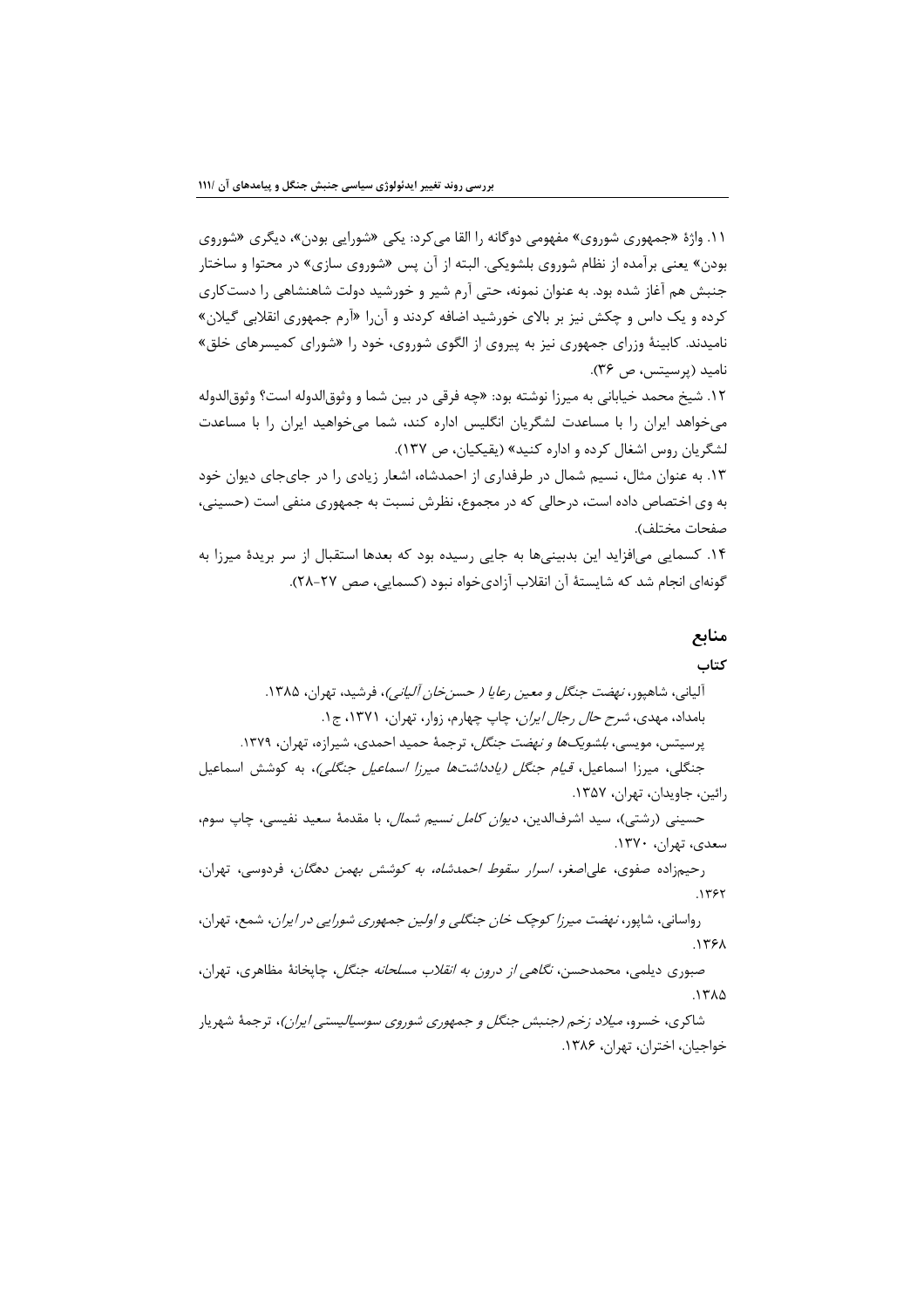۱۱. واژهٔ «جمهوری شوروی» مفهومی دوگانه را القا می‌کرد: یکی «شورایی بودن»، دیگری «شوروی بودن» یعنی برآمده از نظام شوروی بلشویکی. البته از آن پس «شوروی سازی» در محتوا و ساختار جنبش هم آغاز شده بود. به عنوان نمونه، حتی آرم شیر و خورشید دولت شاهنشاهی را دست‌کاری کرده و یک داس و چکش نیز بر بالای خورشید اضافه کردند و آن‌را «آرم جمهوری انقلابی گیلان» نامیدند. کابینهٔ وزرای جمهوری نیز به پیروی از الگوی شوروی، خود را «شورای کمیسرهای خلق» نامید (پرسیتس، ص ۳۶).

۱۲. شیخ محمد خیابانی به میرزا نوشته بود: «چه فرقی در بین شما و وثوق‌الدوله است؟ وثوق‌الدوله می‌خواهد ایران را با مساعدت لشگریان انگلیس اداره کند، شما می‌خواهید ایران را با مساعدت لشگریان روس اشغال کرده و اداره کنید» (یقیکیان، ص ۱۳۷).

۱۳. به عنوان مثال، نسیم شمال در طرفداری از احمدشاه، اشعار زیادی را در جای‌جای دیوان خود به وی اختصاص داده است، درحالی که در مجموع، نظرش نسبت به جمهوری منفی است (حسینی، صفحات مختلف).

۱۴. کسمایی می‌افزاید این بدبینی‌ها به جایی رسیده بود که بعدها استقبال از سر بریدهٔ میرزا به گونه‌ای انجام شد که شایستهٔ آن انقلاب آزادی‌خواه نبود (کسمایی، صص ۲۷-۲۸).

## منابع

### کتاب

آلیانی، شاهپور، *نهضت جنگل و معین رعایا ( حسن‌خان آلیانی)*، فرشید، تهران، ۱۳۸۵.

بامداد، مهدی، *شرح حال رجال ایران*، چاپ چهارم، زوار، تهران، ۱۳۷۱، ج۱.

پرسیتس، مویسی، *بلشویک‌ها و نهضت جنگل*، ترجمهٔ حمید احمدی، شیرازه، تهران، ۱۳۷۹.

جنگلی، میرزا اسماعیل، *قیام جنگل (یادداشت‌ها میرزا اسماعیل جنگلی)*، به کوشش اسماعیل رائین، جاویدان، تهران، ۱۳۵۷.

حسینی (رشتی)، سید اشرف‌الدین، *دیوان کامل نسیم شمال*، با مقدمهٔ سعید نفیسی، چاپ سوم، سعدی، تهران، ۱۳۷۰.

رحیم‌زاده صفوی، علی‌اصغر، *اسرار سقوط احمدشاه، به کوشش بهمن دهگان*، فردوسی، تهران، ۱۳۶۲.

رواسانی، شاپور، *نهضت میرزا کوچک خان جنگلی و اولین جمهوری شورایی در ایران*، شمع، تهران، ۱۳۶۸.

صبوری دیلمی، محمدحسن، *نگاهی از درون به انقلاب مسلحانه جنگل*، چاپخانهٔ مظاهری، تهران، ۱۳۸۵.

شاکری، خسرو، *میلاد زخم (جنبش جنگل و جمهوری شوروی سوسیالیستی ایران)*، ترجمهٔ شهریار خواجیان، اختران، تهران، ۱۳۸۶.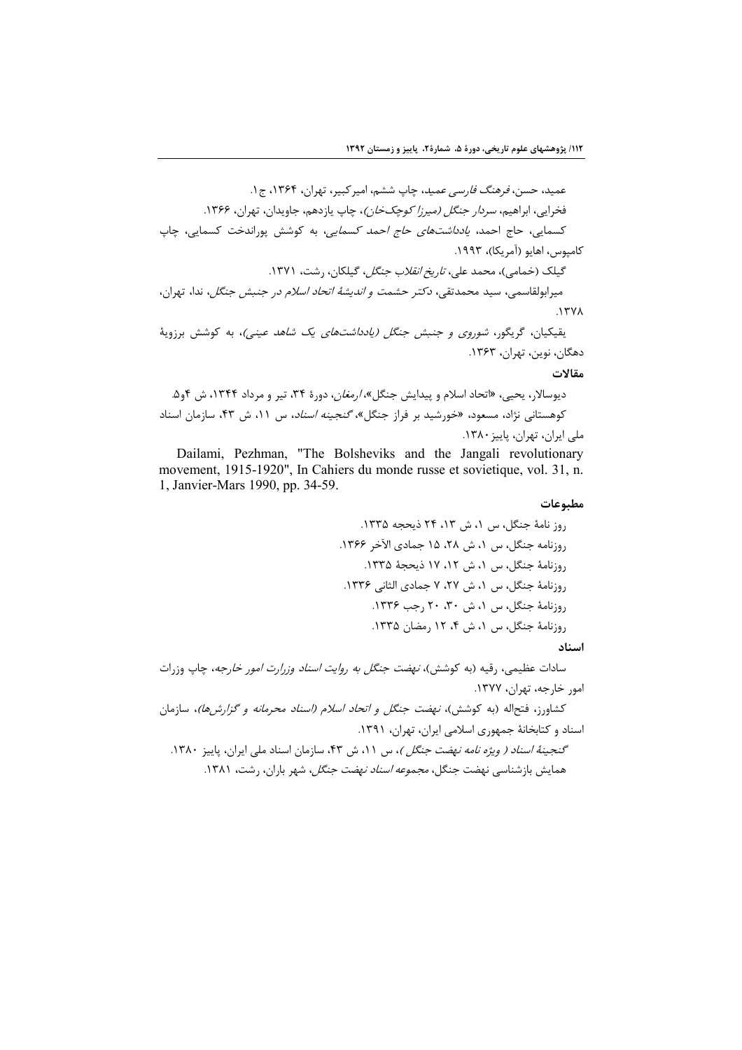عمید، حسن، *فرهنگ فارسی عمید*، چاپ ششم، امیرکبیر، تهران، ۱۳۶۴، ج۱.

فخرایی، ابراهیم، *سردار جنگل (میرزا کوچک‌خان)*، چاپ یازدهم، جاویدان، تهران، ۱۳۶۶.

کسمایی، حاج احمد، *یادداشت‌های حاج احمد کسمایی*، به کوشش پوراندخت کسمایی، چاپ کامپوس، اهایو (آمریکا)، ۱۹۹۳.

گیلک (خمامی)، محمد علی، *تاریخ انقلاب جنگل*، گیلکان، رشت، ۱۳۷۱.

میرابولقاسمی، سید محمدتقی، *دکتر حشمت و اندیشهٔ اتحاد اسلام در جنبش جنگل*، ندا، تهران، ۱۳۷۸.

یقیکیان، گریگور، *شوروی و جنبش جنگل (یادداشت‌های یک شاهد عینی)*، به کوشش برزویهٔ دهگان، نوین، تهران، ۱۳۶۳.

### مقالات

دیوسالار، یحیی، «اتحاد اسلام و پیدایش جنگل»، *ارمغان*، دورهٔ ۳۴، تیر و مرداد ۱۳۴۴، ش ۴و۵.

کوهستانی نژاد، مسعود، «خورشید بر فراز جنگل»، *گنجینه اسناد*، س ۱۱، ش ۴۳، سازمان اسناد ملی ایران، تهران، پاییز ۱۳۸۰.

Dailami, Pezhman, "The Bolsheviks and the Jangali revolutionary movement, 1915-1920", In Cahiers du monde russe et sovietique, vol. 31, n. 1, Janvier-Mars 1990, pp. 34-59.

### مطبوعات

روز نامهٔ جنگل، س ۱، ش ۱۳، ۲۴ ذیحجه ۱۳۳۵.

روزنامه جنگل، س ۱، ش ۲۸، ۱۵ جمادی الآخر ۱۳۶۶.

روزنامهٔ جنگل، س ۱، ش ۱۲، ۱۷ ذیحجهٔ ۱۳۳۵.

روزنامهٔ جنگل، س ۱، ش ۲۷، ۷ جمادی الثانی ۱۳۳۶.

روزنامهٔ جنگل، س ۱، ش ۳۰، ۲۰ رجب ۱۳۳۶.

روزنامهٔ جنگل، س ۱، ش ۴، ۱۲ رمضان ۱۳۳۵.

### اسناد

سادات عظیمی، رقیه (به کوشش)، *نهضت جنگل به روایت اسناد وزارت امور خارجه*، چاپ وزارت امور خارجه، تهران، ۱۳۷۷.

کشاورز، فتح‌اله (به کوشش)، *نهضت جنگل و اتحاد اسلام (اسناد محرمانه و گزارش‌ها)*، سازمان اسناد و کتابخانهٔ جمهوری اسلامی ایران، تهران، ۱۳۹۱.

*گنجینهٔ اسناد ( ویژه نامه نهضت جنگل )*، س ۱۱، ش ۴۳، سازمان اسناد ملی ایران، پاییز ۱۳۸۰.

همایش بازشناسی نهضت جنگل، *مجموعه اسناد نهضت جنگل*، شهر باران، رشت، ۱۳۸۱.